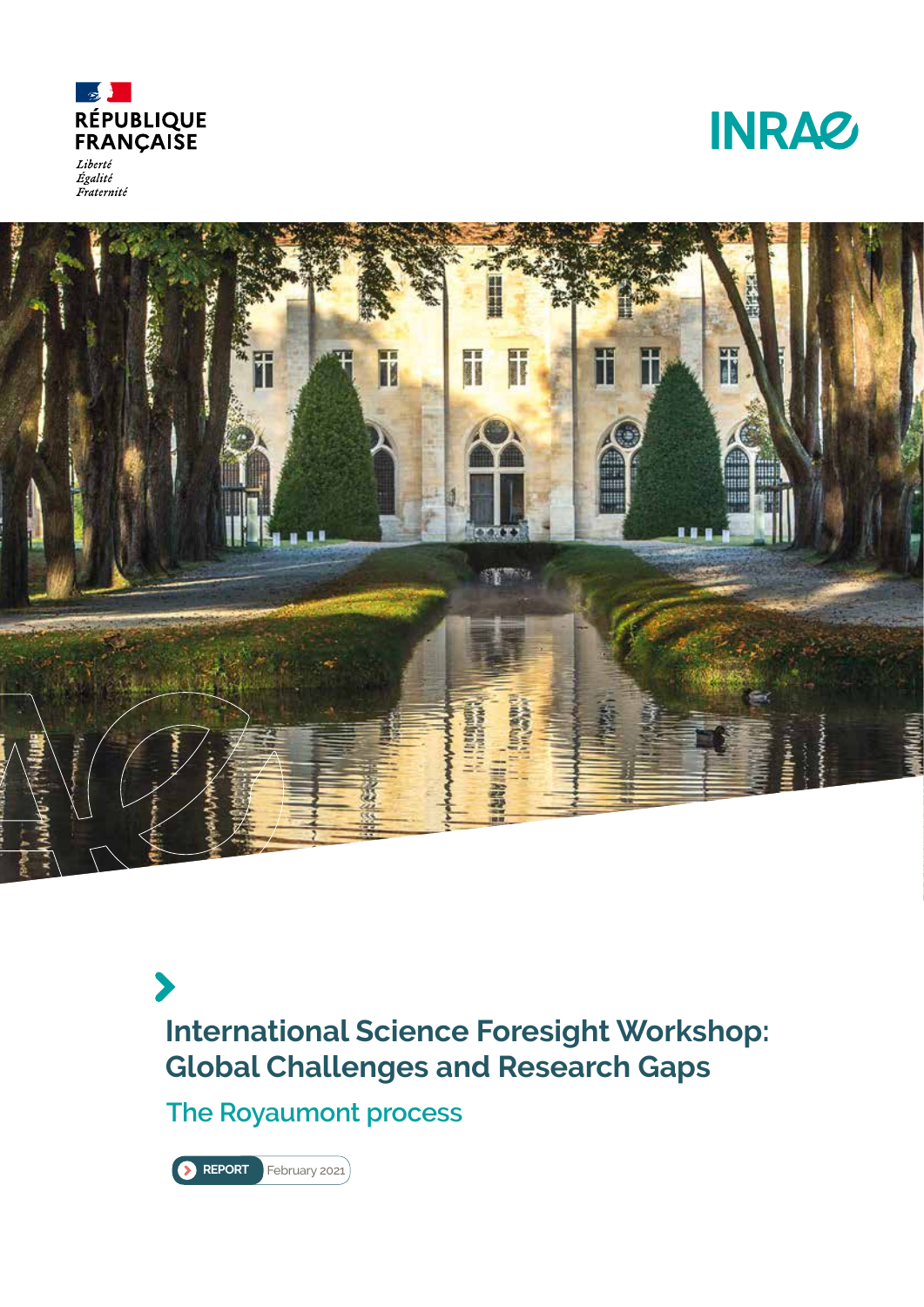RÉPUBLIQUE FRANÇAISE

*Liberté*
*Égalité*
*Fraternité*

INRAE

# International Science Foresight Workshop: Global Challenges and Research Gaps

## The Royaumont process

REPORT February 2021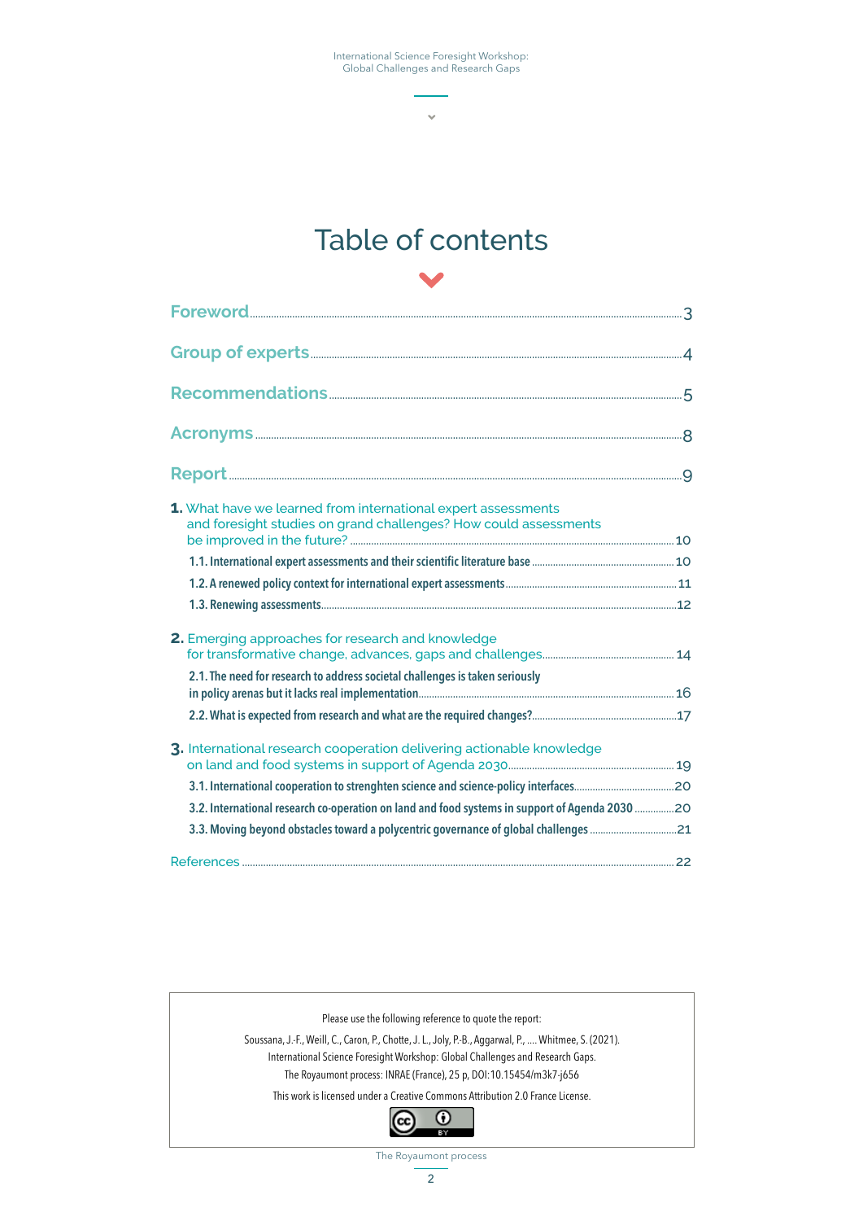# Table of contents

Foreword ........ 3

Group of experts ........ 4

Recommendations ........ 5

Acronyms ........ 8

Report ........ 9

**1.** What have we learned from international expert assessments and foresight studies on grand challenges? How could assessments be improved in the future? ........ 10

- **1.1. International expert assessments and their scientific literature base** ........ 10
- **1.2. A renewed policy context for international expert assessments** ........ 11
- **1.3. Renewing assessments** ........ 12

**2.** Emerging approaches for research and knowledge for transformative change, advances, gaps and challenges ........ 14

- **2.1. The need for research to address societal challenges is taken seriously in policy arenas but it lacks real implementation** ........ 16
- **2.2. What is expected from research and what are the required changes?** ........ 17

**3.** International research cooperation delivering actionable knowledge on land and food systems in support of Agenda 2030 ........ 19

- **3.1. International cooperation to strenghten science and science-policy interfaces** ........ 20
- **3.2. International research co-operation on land and food systems in support of Agenda 2030** ........ 20
- **3.3. Moving beyond obstacles toward a polycentric governance of global challenges** ........ 21

References ........ 22

Please use the following reference to quote the report:

Soussana, J.-F., Weill, C., Caron, P., Chotte, J. L., Joly, P.-B., Aggarwal, P., .... Whitmee, S. (2021). International Science Foresight Workshop: Global Challenges and Research Gaps. The Royaumont process: INRAE (France), 25 p, DOI:10.15454/m3k7-j656

This work is licensed under a Creative Commons Attribution 2.0 France License.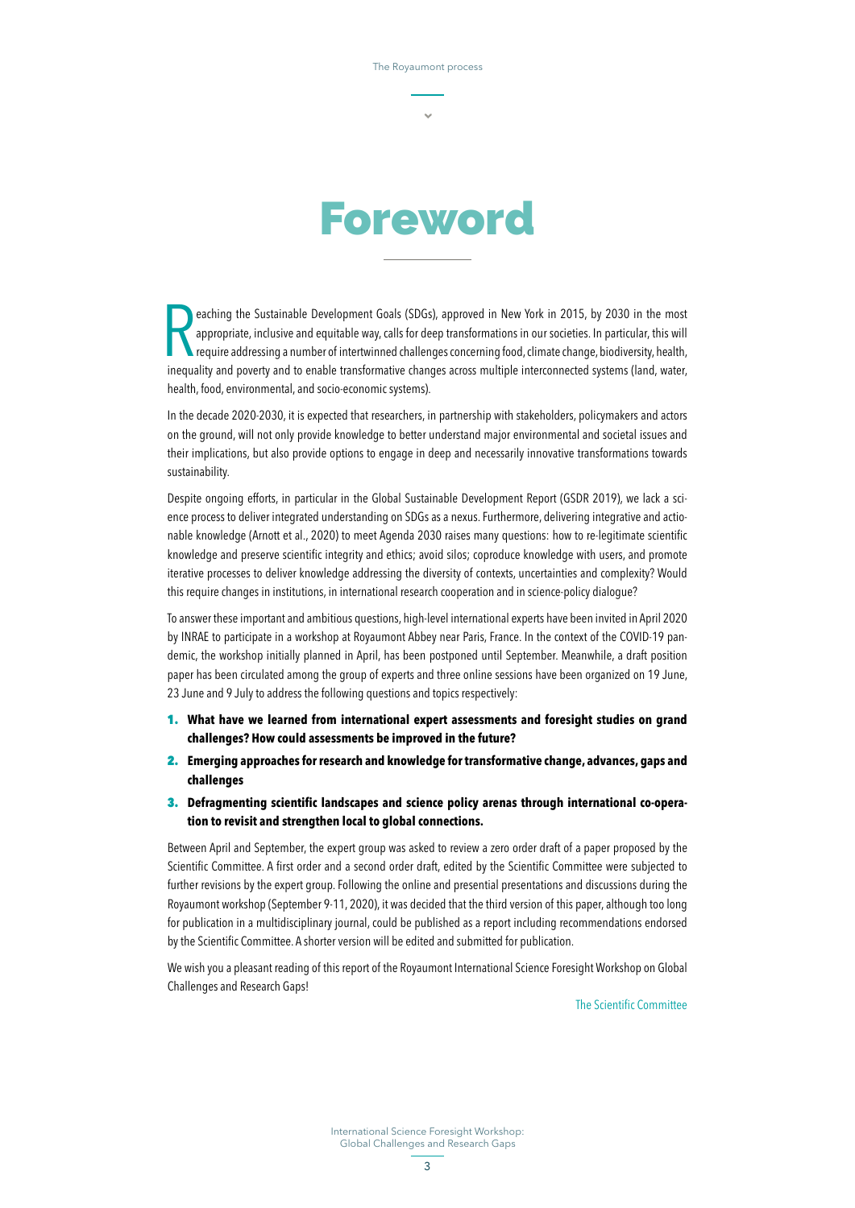# Foreword

Reaching the Sustainable Development Goals (SDGs), approved in New York in 2015, by 2030 in the most appropriate, inclusive and equitable way, calls for deep transformations in our societies. In particular, this will require addressing a number of intertwinned challenges concerning food, climate change, biodiversity, health, inequality and poverty and to enable transformative changes across multiple interconnected systems (land, water, health, food, environmental, and socio-economic systems).

In the decade 2020-2030, it is expected that researchers, in partnership with stakeholders, policymakers and actors on the ground, will not only provide knowledge to better understand major environmental and societal issues and their implications, but also provide options to engage in deep and necessarily innovative transformations towards sustainability.

Despite ongoing efforts, in particular in the Global Sustainable Development Report (GSDR 2019), we lack a science process to deliver integrated understanding on SDGs as a nexus. Furthermore, delivering integrative and actionable knowledge (Arnott et al., 2020) to meet Agenda 2030 raises many questions: how to re-legitimate scientific knowledge and preserve scientific integrity and ethics; avoid silos; coproduce knowledge with users, and promote iterative processes to deliver knowledge addressing the diversity of contexts, uncertainties and complexity? Would this require changes in institutions, in international research cooperation and in science-policy dialogue?

To answer these important and ambitious questions, high-level international experts have been invited in April 2020 by INRAE to participate in a workshop at Royaumont Abbey near Paris, France. In the context of the COVID-19 pandemic, the workshop initially planned in April, has been postponed until September. Meanwhile, a draft position paper has been circulated among the group of experts and three online sessions have been organized on 19 June, 23 June and 9 July to address the following questions and topics respectively:

1. **What have we learned from international expert assessments and foresight studies on grand challenges? How could assessments be improved in the future?**
2. **Emerging approaches for research and knowledge for transformative change, advances, gaps and challenges**
3. **Defragmenting scientific landscapes and science policy arenas through international co-operation to revisit and strengthen local to global connections.**

Between April and September, the expert group was asked to review a zero order draft of a paper proposed by the Scientific Committee. A first order and a second order draft, edited by the Scientific Committee were subjected to further revisions by the expert group. Following the online and presential presentations and discussions during the Royaumont workshop (September 9-11, 2020), it was decided that the third version of this paper, although too long for publication in a multidisciplinary journal, could be published as a report including recommendations endorsed by the Scientific Committee. A shorter version will be edited and submitted for publication.

We wish you a pleasant reading of this report of the Royaumont International Science Foresight Workshop on Global Challenges and Research Gaps!

The Scientific Committee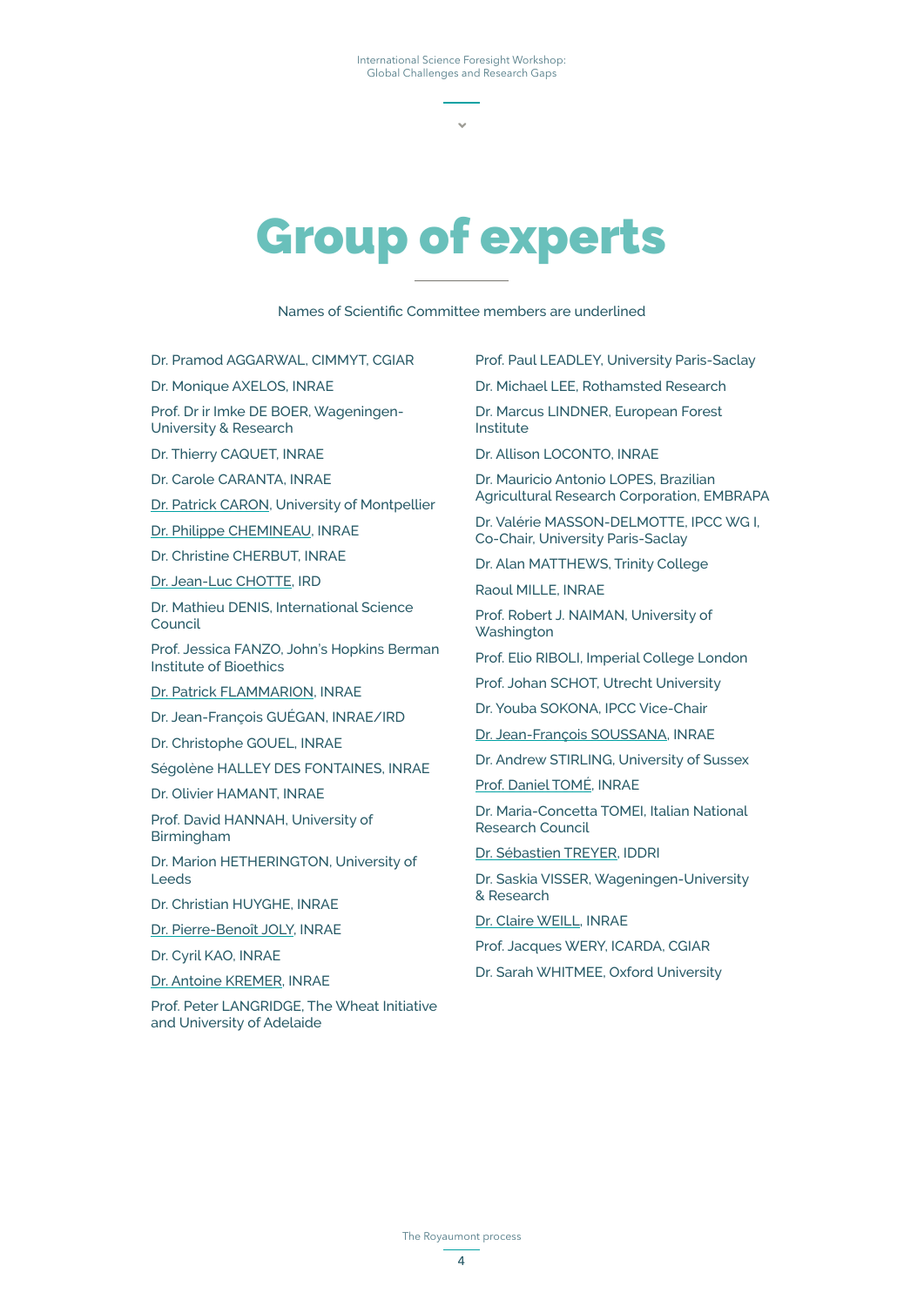# Group of experts

Names of Scientific Committee members are underlined

Dr. Pramod AGGARWAL, CIMMYT, CGIAR

Dr. Monique AXELOS, INRAE

Prof. Dr ir Imke DE BOER, Wageningen-University & Research

Dr. Thierry CAQUET, INRAE

Dr. Carole CARANTA, INRAE

<u>Dr. Patrick CARON</u>, University of Montpellier

<u>Dr. Philippe CHEMINEAU</u>, INRAE

Dr. Christine CHERBUT, INRAE

<u>Dr. Jean-Luc CHOTTE</u>, IRD

Dr. Mathieu DENIS, International Science Council

Prof. Jessica FANZO, John's Hopkins Berman Institute of Bioethics

<u>Dr. Patrick FLAMMARION</u>, INRAE

Dr. Jean-François GUÉGAN, INRAE/IRD

Dr. Christophe GOUEL, INRAE

Ségolène HALLEY DES FONTAINES, INRAE

Dr. Olivier HAMANT, INRAE

Prof. David HANNAH, University of Birmingham

Dr. Marion HETHERINGTON, University of Leeds

Dr. Christian HUYGHE, INRAE

<u>Dr. Pierre-Benoît JOLY</u>, INRAE

Dr. Cyril KAO, INRAE

<u>Dr. Antoine KREMER</u>, INRAE

Prof. Peter LANGRIDGE, The Wheat Initiative and University of Adelaide

Prof. Paul LEADLEY, University Paris-Saclay

Dr. Michael LEE, Rothamsted Research

Dr. Marcus LINDNER, European Forest Institute

Dr. Allison LOCONTO, INRAE

Dr. Mauricio Antonio LOPES, Brazilian Agricultural Research Corporation, EMBRAPA

Dr. Valérie MASSON-DELMOTTE, IPCC WG I, Co-Chair, University Paris-Saclay

Dr. Alan MATTHEWS, Trinity College

Raoul MILLE, INRAE

Prof. Robert J. NAIMAN, University of Washington

Prof. Elio RIBOLI, Imperial College London

Prof. Johan SCHOT, Utrecht University

Dr. Youba SOKONA, IPCC Vice-Chair

<u>Dr. Jean-François SOUSSANA</u>, INRAE

Dr. Andrew STIRLING, University of Sussex

<u>Prof. Daniel TOMÉ</u>, INRAE

Dr. Maria-Concetta TOMEI, Italian National Research Council

<u>Dr. Sébastien TREYER</u>, IDDRI

Dr. Saskia VISSER, Wageningen-University & Research

<u>Dr. Claire WEILL</u>, INRAE

Prof. Jacques WERY, ICARDA, CGIAR

Dr. Sarah WHITMEE, Oxford University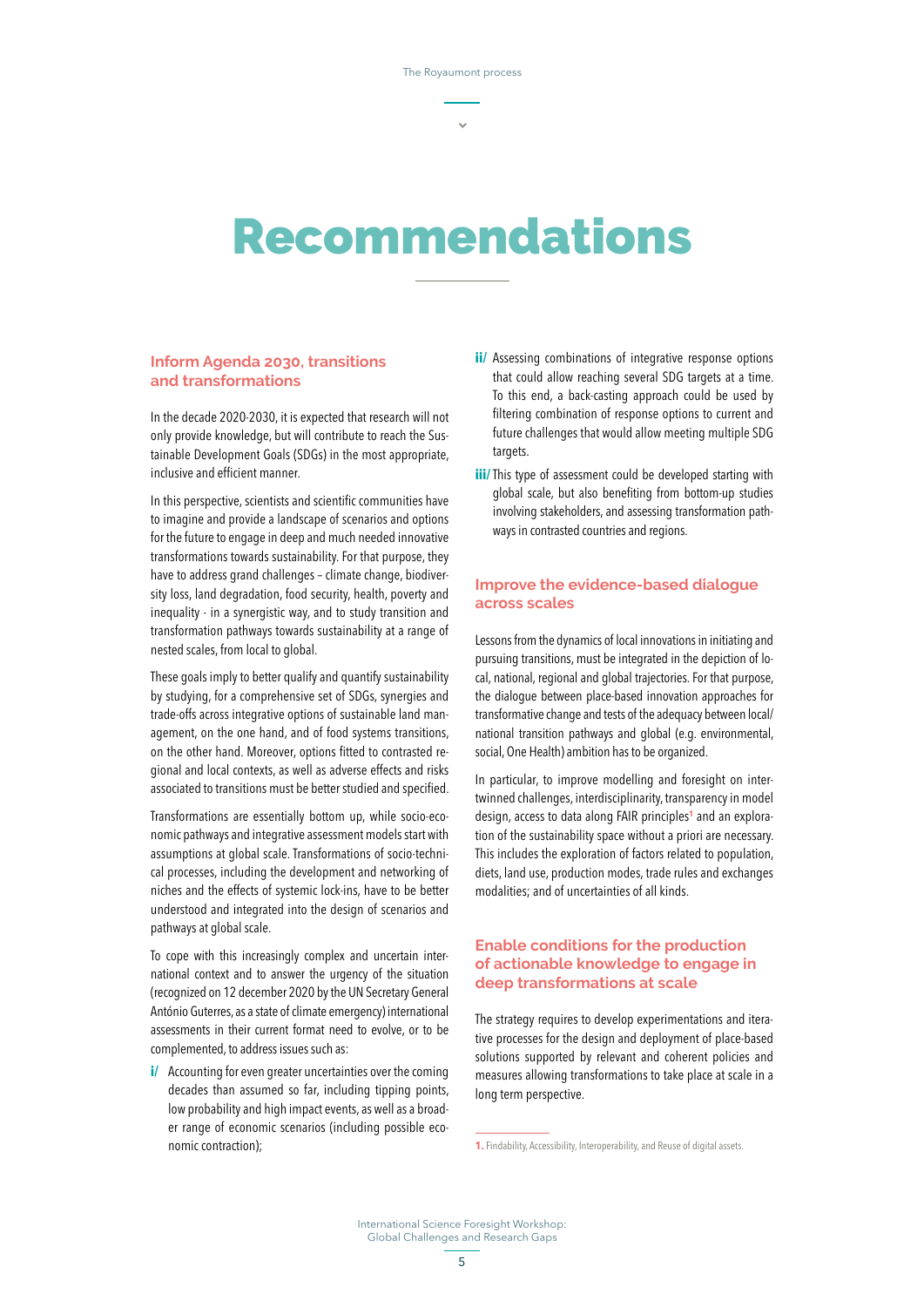# Recommendations

## Inform Agenda 2030, transitions and transformations

In the decade 2020-2030, it is expected that research will not only provide knowledge, but will contribute to reach the Sustainable Development Goals (SDGs) in the most appropriate, inclusive and efficient manner.

In this perspective, scientists and scientific communities have to imagine and provide a landscape of scenarios and options for the future to engage in deep and much needed innovative transformations towards sustainability. For that purpose, they have to address grand challenges – climate change, biodiversity loss, land degradation, food security, health, poverty and inequality - in a synergistic way, and to study transition and transformation pathways towards sustainability at a range of nested scales, from local to global.

These goals imply to better qualify and quantify sustainability by studying, for a comprehensive set of SDGs, synergies and trade-offs across integrative options of sustainable land management, on the one hand, and of food systems transitions, on the other hand. Moreover, options fitted to contrasted regional and local contexts, as well as adverse effects and risks associated to transitions must be better studied and specified.

Transformations are essentially bottom up, while socio-economic pathways and integrative assessment models start with assumptions at global scale. Transformations of socio-technical processes, including the development and networking of niches and the effects of systemic lock-ins, have to be better understood and integrated into the design of scenarios and pathways at global scale.

To cope with this increasingly complex and uncertain international context and to answer the urgency of the situation (recognized on 12 december 2020 by the UN Secretary General António Guterres, as a state of climate emergency) international assessments in their current format need to evolve, or to be complemented, to address issues such as:

- **i/** Accounting for even greater uncertainties over the coming decades than assumed so far, including tipping points, low probability and high impact events, as well as a broader range of economic scenarios (including possible economic contraction);
- **ii/** Assessing combinations of integrative response options that could allow reaching several SDG targets at a time. To this end, a back-casting approach could be used by filtering combination of response options to current and future challenges that would allow meeting multiple SDG targets.
- **iii/** This type of assessment could be developed starting with global scale, but also benefiting from bottom-up studies involving stakeholders, and assessing transformation pathways in contrasted countries and regions.

## Improve the evidence-based dialogue across scales

Lessons from the dynamics of local innovations in initiating and pursuing transitions, must be integrated in the depiction of local, national, regional and global trajectories. For that purpose, the dialogue between place-based innovation approaches for transformative change and tests of the adequacy between local/national transition pathways and global (e.g. environmental, social, One Health) ambition has to be organized.

In particular, to improve modelling and foresight on intertwinned challenges, interdisciplinarity, transparency in model design, access to data along FAIR principles[1] and an exploration of the sustainability space without a priori are necessary. This includes the exploration of factors related to population, diets, land use, production modes, trade rules and exchanges modalities; and of uncertainties of all kinds.

## Enable conditions for the production of actionable knowledge to engage in deep transformations at scale

The strategy requires to develop experimentations and iterative processes for the design and deployment of place-based solutions supported by relevant and coherent policies and measures allowing transformations to take place at scale in a long term perspective.

---

**1.** Findability, Accessibility, Interoperability, and Reuse of digital assets.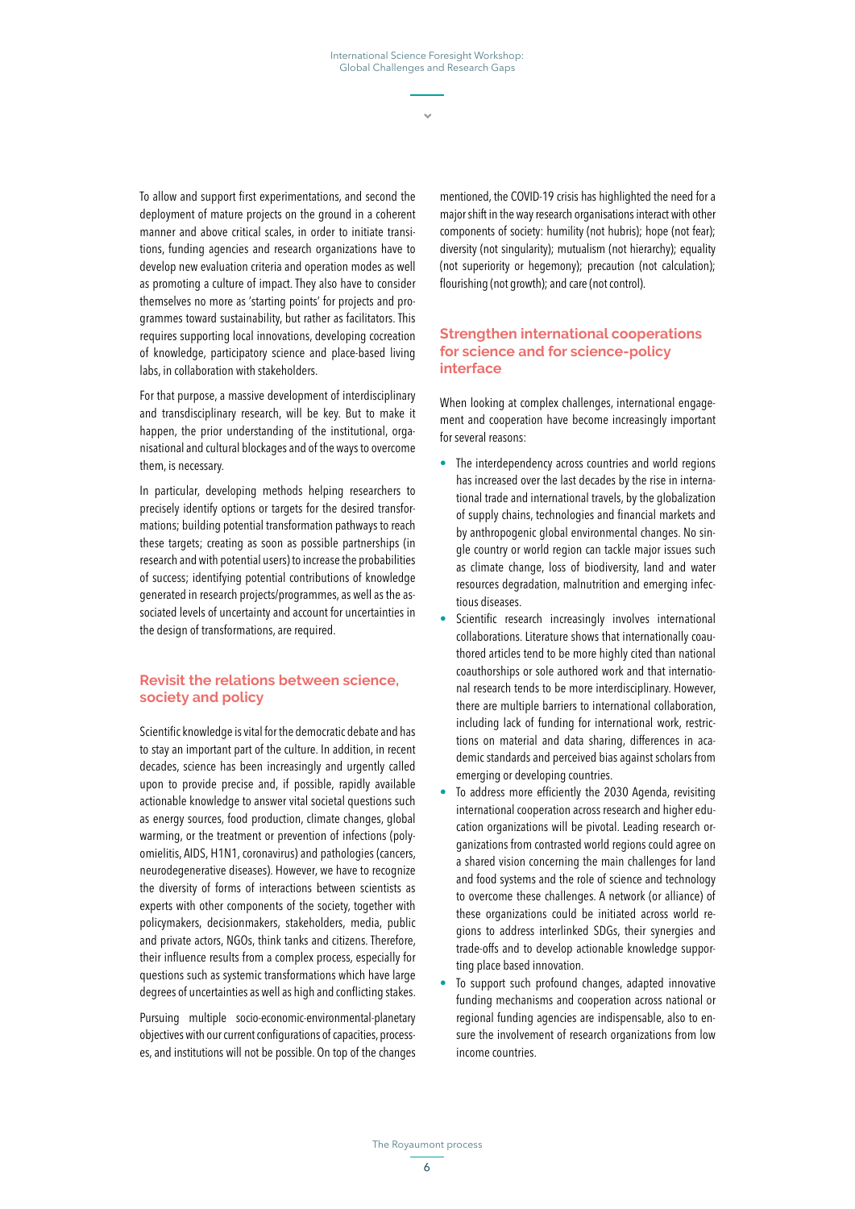To allow and support first experimentations, and second the deployment of mature projects on the ground in a coherent manner and above critical scales, in order to initiate transitions, funding agencies and research organizations have to develop new evaluation criteria and operation modes as well as promoting a culture of impact. They also have to consider themselves no more as 'starting points' for projects and programmes toward sustainability, but rather as facilitators. This requires supporting local innovations, developing cocreation of knowledge, participatory science and place-based living labs, in collaboration with stakeholders.

For that purpose, a massive development of interdisciplinary and transdisciplinary research, will be key. But to make it happen, the prior understanding of the institutional, organisational and cultural blockages and of the ways to overcome them, is necessary.

In particular, developing methods helping researchers to precisely identify options or targets for the desired transformations; building potential transformation pathways to reach these targets; creating as soon as possible partnerships (in research and with potential users) to increase the probabilities of success; identifying potential contributions of knowledge generated in research projects/programmes, as well as the associated levels of uncertainty and account for uncertainties in the design of transformations, are required.

## Revisit the relations between science, society and policy

Scientific knowledge is vital for the democratic debate and has to stay an important part of the culture. In addition, in recent decades, science has been increasingly and urgently called upon to provide precise and, if possible, rapidly available actionable knowledge to answer vital societal questions such as energy sources, food production, climate changes, global warming, or the treatment or prevention of infections (polyomielitis, AIDS, H1N1, coronavirus) and pathologies (cancers, neurodegenerative diseases). However, we have to recognize the diversity of forms of interactions between scientists as experts with other components of the society, together with policymakers, decisionmakers, stakeholders, media, public and private actors, NGOs, think tanks and citizens. Therefore, their influence results from a complex process, especially for questions such as systemic transformations which have large degrees of uncertainties as well as high and conflicting stakes.

Pursuing multiple socio-economic-environmental-planetary objectives with our current configurations of capacities, processes, and institutions will not be possible. On top of the changes mentioned, the COVID-19 crisis has highlighted the need for a major shift in the way research organisations interact with other components of society: humility (not hubris); hope (not fear); diversity (not singularity); mutualism (not hierarchy); equality (not superiority or hegemony); precaution (not calculation); flourishing (not growth); and care (not control).

## Strengthen international cooperations for science and for science-policy interface

When looking at complex challenges, international engagement and cooperation have become increasingly important for several reasons:

- The interdependency across countries and world regions has increased over the last decades by the rise in international trade and international travels, by the globalization of supply chains, technologies and financial markets and by anthropogenic global environmental changes. No single country or world region can tackle major issues such as climate change, loss of biodiversity, land and water resources degradation, malnutrition and emerging infectious diseases.
- Scientific research increasingly involves international collaborations. Literature shows that internationally coauthored articles tend to be more highly cited than national coauthorships or sole authored work and that international research tends to be more interdisciplinary. However, there are multiple barriers to international collaboration, including lack of funding for international work, restrictions on material and data sharing, differences in academic standards and perceived bias against scholars from emerging or developing countries.
- To address more efficiently the 2030 Agenda, revisiting international cooperation across research and higher education organizations will be pivotal. Leading research organizations from contrasted world regions could agree on a shared vision concerning the main challenges for land and food systems and the role of science and technology to overcome these challenges. A network (or alliance) of these organizations could be initiated across world regions to address interlinked SDGs, their synergies and trade-offs and to develop actionable knowledge supporting place based innovation.
- To support such profound changes, adapted innovative funding mechanisms and cooperation across national or regional funding agencies are indispensable, also to ensure the involvement of research organizations from low income countries.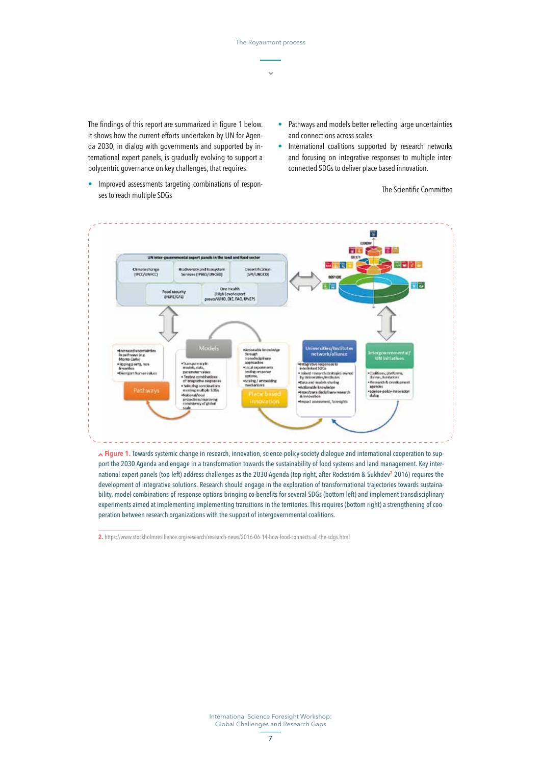The findings of this report are summarized in figure 1 below. It shows how the current efforts undertaken by UN for Agenda 2030, in dialog with governments and supported by international expert panels, is gradually evolving to support a polycentric governance on key challenges, that requires:

- Improved assessments targeting combinations of responses to reach multiple SDGs
- Pathways and models better reflecting large uncertainties and connections across scales
- International coalitions supported by research networks and focusing on integrative responses to multiple interconnected SDGs to deliver place based innovation.

The Scientific Committee

**Figure 1.** Towards systemic change in research, innovation, science-policy-society dialogue and international cooperation to support the 2030 Agenda and engage in a transformation towards the sustainability of food systems and land management. Key international expert panels (top left) address challenges as the 2030 Agenda (top right, after Rockström & Sukhdev[2] 2016) requires the development of integrative solutions. Research should engage in the exploration of transformational trajectories towards sustainability, model combinations of response options bringing co-benefits for several SDGs (bottom left) and implement transdisciplinary experiments aimed at implementing implementing transitions in the territories. This requires (bottom right) a strengthening of cooperation between research organizations with the support of intergovernmental coalitions.

2. https://www.stockholmresilience.org/research/research-news/2016-06-14-how-food-connects-all-the-sdgs.html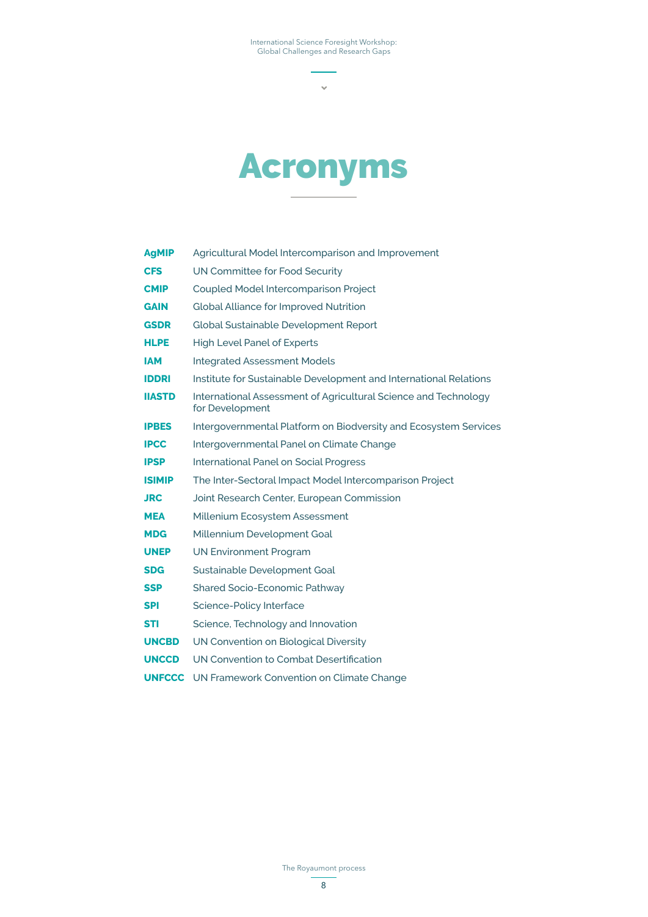# Acronyms

| | |
|---|---|
| **AgMIP** | Agricultural Model Intercomparison and Improvement |
| **CFS** | UN Committee for Food Security |
| **CMIP** | Coupled Model Intercomparison Project |
| **GAIN** | Global Alliance for Improved Nutrition |
| **GSDR** | Global Sustainable Development Report |
| **HLPE** | High Level Panel of Experts |
| **IAM** | Integrated Assessment Models |
| **IDDRI** | Institute for Sustainable Development and International Relations |
| **IIASTD** | International Assessment of Agricultural Science and Technology for Development |
| **IPBES** | Intergovernmental Platform on Biodversity and Ecosystem Services |
| **IPCC** | Intergovernmental Panel on Climate Change |
| **IPSP** | International Panel on Social Progress |
| **ISIMIP** | The Inter-Sectoral Impact Model Intercomparison Project |
| **JRC** | Joint Research Center, European Commission |
| **MEA** | Millenium Ecosystem Assessment |
| **MDG** | Millennium Development Goal |
| **UNEP** | UN Environment Program |
| **SDG** | Sustainable Development Goal |
| **SSP** | Shared Socio-Economic Pathway |
| **SPI** | Science-Policy Interface |
| **STI** | Science, Technology and Innovation |
| **UNCBD** | UN Convention on Biological Diversity |
| **UNCCD** | UN Convention to Combat Desertification |
| **UNFCCC** | UN Framework Convention on Climate Change |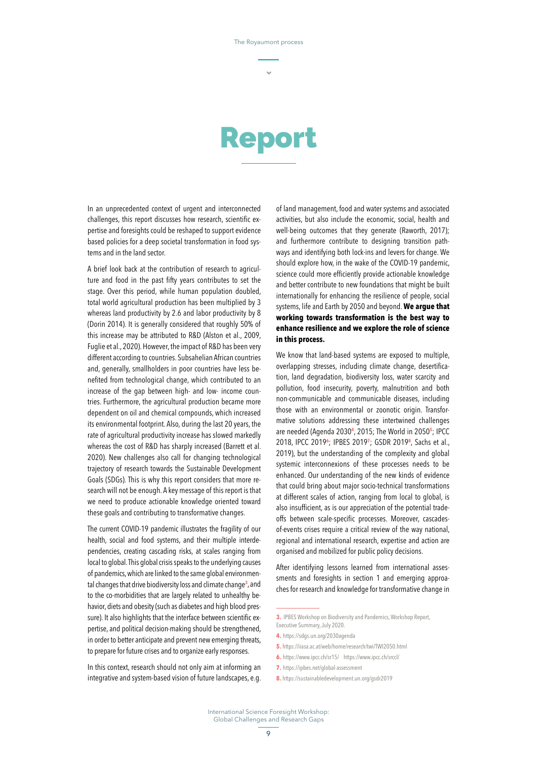# Report

In an unprecedented context of urgent and interconnected challenges, this report discusses how research, scientific expertise and foresights could be reshaped to support evidence based policies for a deep societal transformation in food systems and in the land sector.

A brief look back at the contribution of research to agriculture and food in the past fifty years contributes to set the stage. Over this period, while human population doubled, total world agricultural production has been multiplied by 3 whereas land productivity by 2.6 and labor productivity by 8 (Dorin 2014). It is generally considered that roughly 50% of this increase may be attributed to R&D (Alston et al., 2009, Fuglie et al., 2020). However, the impact of R&D has been very different according to countries. Subsahelian African countries and, generally, smallholders in poor countries have less benefited from technological change, which contributed to an increase of the gap between high- and low- income countries. Furthermore, the agricultural production became more dependent on oil and chemical compounds, which increased its environmental footprint. Also, during the last 20 years, the rate of agricultural productivity increase has slowed markedly whereas the cost of R&D has sharply increased (Barrett et al. 2020). New challenges also call for changing technological trajectory of research towards the Sustainable Development Goals (SDGs). This is why this report considers that more research will not be enough. A key message of this report is that we need to produce actionable knowledge oriented toward these goals and contributing to transformative changes.

The current COVID-19 pandemic illustrates the fragility of our health, social and food systems, and their multiple interdependencies, creating cascading risks, at scales ranging from local to global. This global crisis speaks to the underlying causes of pandemics, which are linked to the same global environmental changes that drive biodiversity loss and climate change[3], and to the co-morbidities that are largely related to unhealthy behavior, diets and obesity (such as diabetes and high blood pressure). It also highlights that the interface between scientific expertise, and political decision-making should be strengthened, in order to better anticipate and prevent new emerging threats, to prepare for future crises and to organize early responses.

In this context, research should not only aim at informing an integrative and system-based vision of future landscapes, e.g. of land management, food and water systems and associated activities, but also include the economic, social, health and well-being outcomes that they generate (Raworth, 2017); and furthermore contribute to designing transition pathways and identifying both lock-ins and levers for change. We should explore how, in the wake of the COVID-19 pandemic, science could more efficiently provide actionable knowledge and better contribute to new foundations that might be built internationally for enhancing the resilience of people, social systems, life and Earth by 2050 and beyond. **We argue that working towards transformation is the best way to enhance resilience and we explore the role of science in this process.**

We know that land-based systems are exposed to multiple, overlapping stresses, including climate change, desertification, land degradation, biodiversity loss, water scarcity and pollution, food insecurity, poverty, malnutrition and both non-communicable and communicable diseases, including those with an environmental or zoonotic origin. Transformative solutions addressing these intertwined challenges are needed (Agenda 2030[4], 2015; The World in 2050[5]; IPCC 2018, IPCC 2019[6]; IPBES 2019[7]; GSDR 2019[8], Sachs et al., 2019), but the understanding of the complexity and global systemic interconnexions of these processes needs to be enhanced. Our understanding of the new kinds of evidence that could bring about major socio-technical transformations at different scales of action, ranging from local to global, is also insufficient, as is our appreciation of the potential trade-offs between scale-specific processes. Moreover, cascades-of-events crises require a critical review of the way national, regional and international research, expertise and action are organised and mobilized for public policy decisions.

After identifying lessons learned from international assessments and foresights in section 1 and emerging approaches for research and knowledge for transformative change in

---

3. IPBES Workshop on Biodiversity and Pandemics, Workshop Report, Executive Summary, July 2020.

4. https://sdgs.un.org/2030agenda

5. https://iiasa.ac.at/web/home/research/twi/TWI2050.html

6. https://www.ipcc.ch/sr15/ https://www.ipcc.ch/srccl/

7. https://ipbes.net/global-assessment

8. https://sustainabledevelopment.un.org/gsdr2019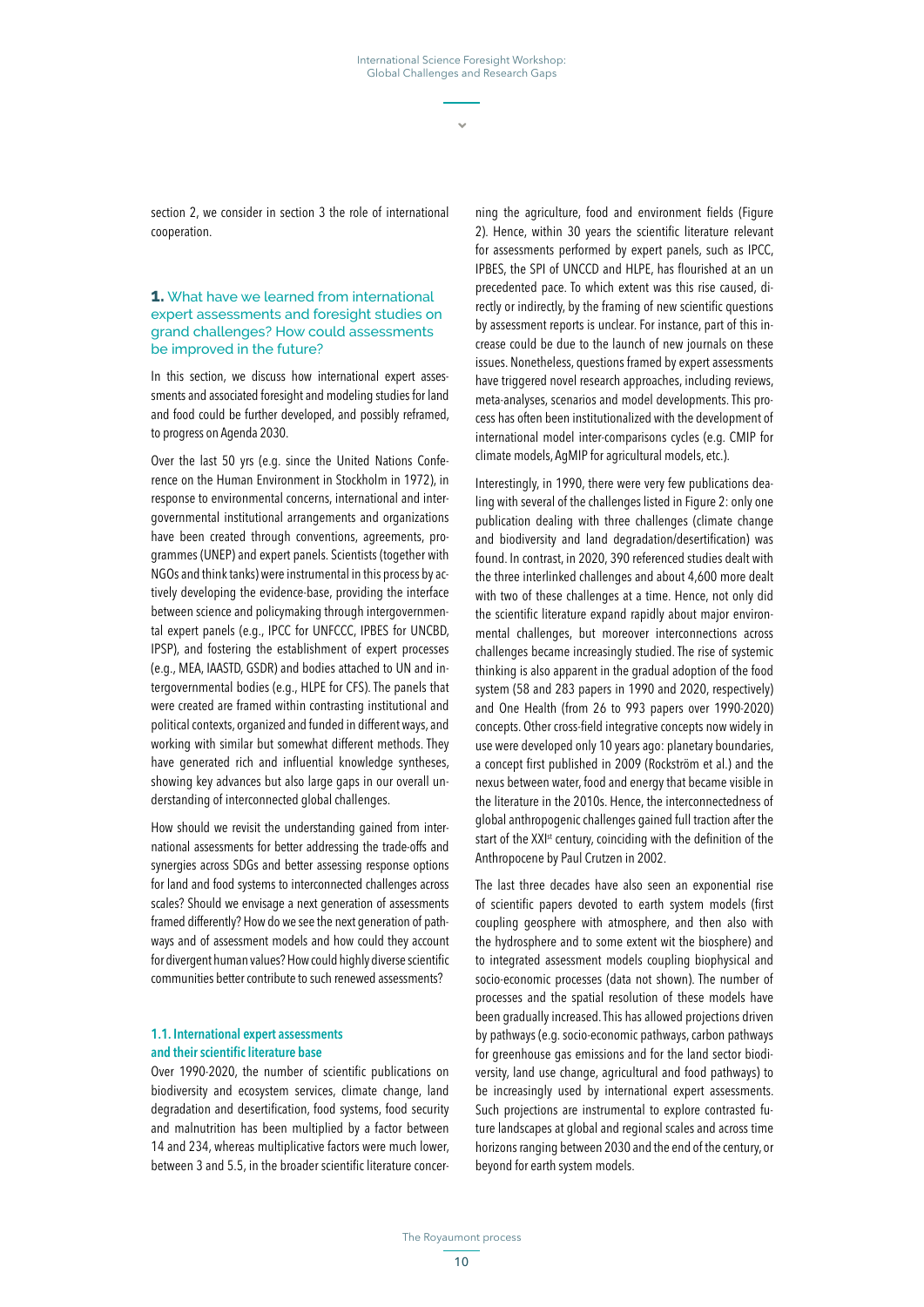section 2, we consider in section 3 the role of international cooperation.

## 1. What have we learned from international expert assessments and foresight studies on grand challenges? How could assessments be improved in the future?

In this section, we discuss how international expert assessments and associated foresight and modeling studies for land and food could be further developed, and possibly reframed, to progress on Agenda 2030.

Over the last 50 yrs (e.g. since the United Nations Conference on the Human Environment in Stockholm in 1972), in response to environmental concerns, international and intergovernmental institutional arrangements and organizations have been created through conventions, agreements, programmes (UNEP) and expert panels. Scientists (together with NGOs and think tanks) were instrumental in this process by actively developing the evidence-base, providing the interface between science and policymaking through intergovernmental expert panels (e.g., IPCC for UNFCCC, IPBES for UNCBD, IPSP), and fostering the establishment of expert processes (e.g., MEA, IAASTD, GSDR) and bodies attached to UN and intergovernmental bodies (e.g., HLPE for CFS). The panels that were created are framed within contrasting institutional and political contexts, organized and funded in different ways, and working with similar but somewhat different methods. They have generated rich and influential knowledge syntheses, showing key advances but also large gaps in our overall understanding of interconnected global challenges.

How should we revisit the understanding gained from international assessments for better addressing the trade-offs and synergies across SDGs and better assessing response options for land and food systems to interconnected challenges across scales? Should we envisage a next generation of assessments framed differently? How do we see the next generation of pathways and of assessment models and how could they account for divergent human values? How could highly diverse scientific communities better contribute to such renewed assessments?

### 1.1. International expert assessments and their scientific literature base

Over 1990-2020, the number of scientific publications on biodiversity and ecosystem services, climate change, land degradation and desertification, food systems, food security and malnutrition has been multiplied by a factor between 14 and 234, whereas multiplicative factors were much lower, between 3 and 5.5, in the broader scientific literature concerning the agriculture, food and environment fields (Figure 2). Hence, within 30 years the scientific literature relevant for assessments performed by expert panels, such as IPCC, IPBES, the SPI of UNCCD and HLPE, has flourished at an un precedented pace. To which extent was this rise caused, directly or indirectly, by the framing of new scientific questions by assessment reports is unclear. For instance, part of this increase could be due to the launch of new journals on these issues. Nonetheless, questions framed by expert assessments have triggered novel research approaches, including reviews, meta-analyses, scenarios and model developments. This process has often been institutionalized with the development of international model inter-comparisons cycles (e.g. CMIP for climate models, AgMIP for agricultural models, etc.).

Interestingly, in 1990, there were very few publications dealing with several of the challenges listed in Figure 2: only one publication dealing with three challenges (climate change and biodiversity and land degradation/desertification) was found. In contrast, in 2020, 390 referenced studies dealt with the three interlinked challenges and about 4,600 more dealt with two of these challenges at a time. Hence, not only did the scientific literature expand rapidly about major environmental challenges, but moreover interconnections across challenges became increasingly studied. The rise of systemic thinking is also apparent in the gradual adoption of the food system (58 and 283 papers in 1990 and 2020, respectively) and One Health (from 26 to 993 papers over 1990-2020) concepts. Other cross-field integrative concepts now widely in use were developed only 10 years ago: planetary boundaries, a concept first published in 2009 (Rockström et al.) and the nexus between water, food and energy that became visible in the literature in the 2010s. Hence, the interconnectedness of global anthropogenic challenges gained full traction after the start of the XXI[st] century, coinciding with the definition of the Anthropocene by Paul Crutzen in 2002.

The last three decades have also seen an exponential rise of scientific papers devoted to earth system models (first coupling geosphere with atmosphere, and then also with the hydrosphere and to some extent wit the biosphere) and to integrated assessment models coupling biophysical and socio-economic processes (data not shown). The number of processes and the spatial resolution of these models have been gradually increased. This has allowed projections driven by pathways (e.g. socio-economic pathways, carbon pathways for greenhouse gas emissions and for the land sector biodiversity, land use change, agricultural and food pathways) to be increasingly used by international expert assessments. Such projections are instrumental to explore contrasted future landscapes at global and regional scales and across time horizons ranging between 2030 and the end of the century, or beyond for earth system models.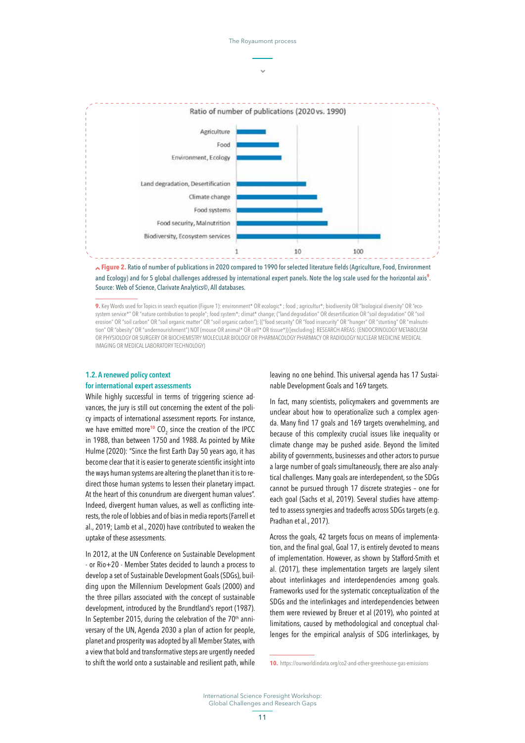Ratio of number of publications (2020 vs. 1990)

| Field | Ratio (log scale) |
|---|---|
| Agriculture | |
| Food | |
| Environment, Ecology | |
| Land degradation, Desertification | |
| Climate change | |
| Food systems | |
| Food security, Malnutrition | |
| Biodiversity, Ecosystem services | |

Axis: 1, 10, 100

**Figure 2.** Ratio of number of publications in 2020 compared to 1990 for selected literature fields (Agriculture, Food, Environment and Ecology) and for 5 global challenges addressed by international expert panels. Note the log scale used for the horizontal axis[9]. Source: Web of Science, Clarivate Analytics©, All databases.

9. Key Words used for Topics in search equation (Figure 1): environment* OR ecologic* ; food ; agricultur*; biodiversity OR "biological diversity" OR "ecosystem service*" OR "nature contribution to people"; food system*; climat* change; ("land degradation" OR desertification OR "soil degradation" OR "soil erosion" OR "soil carbon" OR "soil organic matter" OR "soil organic carbon"); (("food security" OR "food insecurity" OR "hunger" OR "stunting" OR "malnutrition" OR "obesity" OR "undernourishment") NOT (mouse OR animal* OR cell* OR tissue*)) [excluding]: RESEARCH AREAS: (ENDOCRINOLOGY METABOLISM OR PHYSIOLOGY OR SURGERY OR BIOCHEMISTRY MOLECULAR BIOLOGY OR PHARMACOLOGY PHARMACY OR RADIOLOGY NUCLEAR MEDICINE MEDICAL IMAGING OR MEDICAL LABORATORY TECHNOLOGY)

### 1.2. A renewed policy context for international expert assessments

While highly successful in terms of triggering science advances, the jury is still out concerning the extent of the policy impacts of international assessment reports. For instance, we have emitted more[10] $CO_2$ since the creation of the IPCC in 1988, than between 1750 and 1988. As pointed by Mike Hulme (2020): "Since the first Earth Day 50 years ago, it has become clear that it is easier to generate scientific insight into the ways human systems are altering the planet than it is to redirect those human systems to lessen their planetary impact. At the heart of this conundrum are divergent human values". Indeed, divergent human values, as well as conflicting interests, the role of lobbies and of bias in media reports (Farrell et al., 2019; Lamb et al., 2020) have contributed to weaken the uptake of these assessments.

In 2012, at the UN Conference on Sustainable Development - or Rio+20 - Member States decided to launch a process to develop a set of Sustainable Development Goals (SDGs), building upon the Millennium Development Goals (2000) and the three pillars associated with the concept of sustainable development, introduced by the Brundtland's report (1987). In September 2015, during the celebration of the 70th anniversary of the UN, Agenda 2030 a plan of action for people, planet and prosperity was adopted by all Member States, with a view that bold and transformative steps are urgently needed to shift the world onto a sustainable and resilient path, while leaving no one behind. This universal agenda has 17 Sustainable Development Goals and 169 targets.

In fact, many scientists, policymakers and governments are unclear about how to operationalize such a complex agenda. Many find 17 goals and 169 targets overwhelming, and because of this complexity crucial issues like inequality or climate change may be pushed aside. Beyond the limited ability of governments, businesses and other actors to pursue a large number of goals simultaneously, there are also analytical challenges. Many goals are interdependent, so the SDGs cannot be pursued through 17 discrete strategies – one for each goal (Sachs et al, 2019). Several studies have attempted to assess synergies and tradeoffs across SDGs targets (e.g. Pradhan et al., 2017).

Across the goals, 42 targets focus on means of implementation, and the final goal, Goal 17, is entirely devoted to means of implementation. However, as shown by Stafford-Smith et al. (2017), these implementation targets are largely silent about interlinkages and interdependencies among goals. Frameworks used for the systematic conceptualization of the SDGs and the interlinkages and interdependencies between them were reviewed by Breuer et al (2019), who pointed at limitations, caused by methodological and conceptual challenges for the empirical analysis of SDG interlinkages, by

10. https://ourworldindata.org/co2-and-other-greenhouse-gas-emissions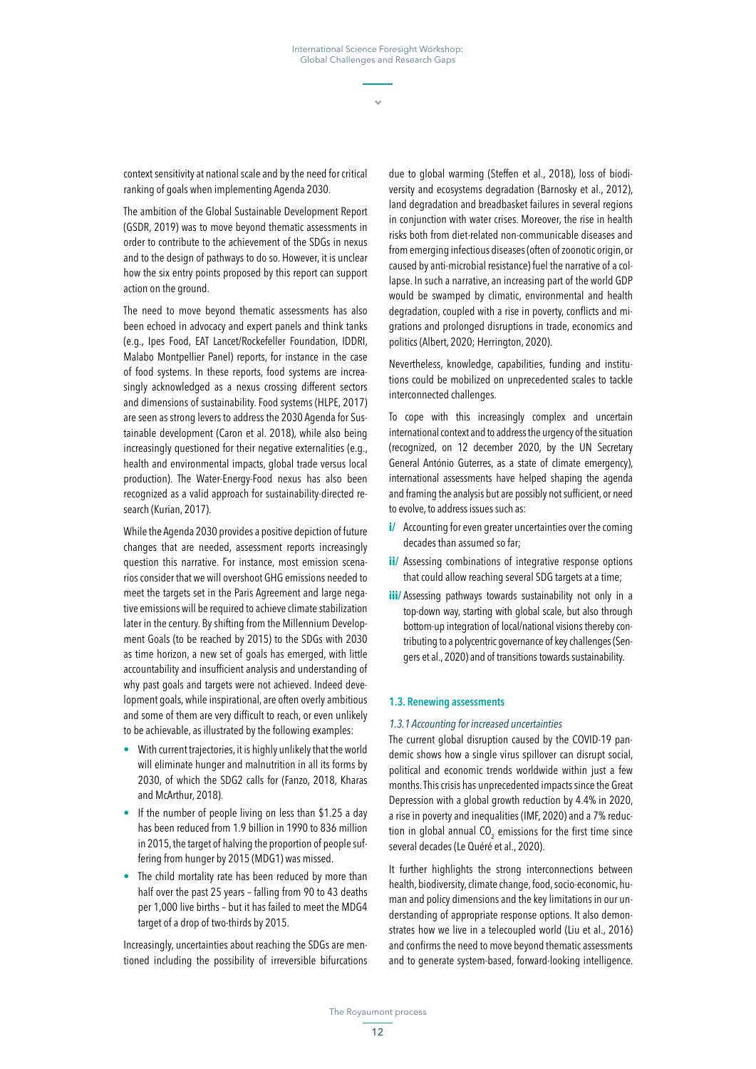context sensitivity at national scale and by the need for critical ranking of goals when implementing Agenda 2030.

The ambition of the Global Sustainable Development Report (GSDR, 2019) was to move beyond thematic assessments in order to contribute to the achievement of the SDGs in nexus and to the design of pathways to do so. However, it is unclear how the six entry points proposed by this report can support action on the ground.

The need to move beyond thematic assessments has also been echoed in advocacy and expert panels and think tanks (e.g., Ipes Food, EAT Lancet/Rockefeller Foundation, IDDRI, Malabo Montpellier Panel) reports, for instance in the case of food systems. In these reports, food systems are increasingly acknowledged as a nexus crossing different sectors and dimensions of sustainability. Food systems (HLPE, 2017) are seen as strong levers to address the 2030 Agenda for Sustainable development (Caron et al. 2018), while also being increasingly questioned for their negative externalities (e.g., health and environmental impacts, global trade versus local production). The Water-Energy-Food nexus has also been recognized as a valid approach for sustainability-directed research (Kurian, 2017).

While the Agenda 2030 provides a positive depiction of future changes that are needed, assessment reports increasingly question this narrative. For instance, most emission scenarios consider that we will overshoot GHG emissions needed to meet the targets set in the Paris Agreement and large negative emissions will be required to achieve climate stabilization later in the century. By shifting from the Millennium Development Goals (to be reached by 2015) to the SDGs with 2030 as time horizon, a new set of goals has emerged, with little accountability and insufficient analysis and understanding of why past goals and targets were not achieved. Indeed development goals, while inspirational, are often overly ambitious and some of them are very difficult to reach, or even unlikely to be achievable, as illustrated by the following examples:

- With current trajectories, it is highly unlikely that the world will eliminate hunger and malnutrition in all its forms by 2030, of which the SDG2 calls for (Fanzo, 2018, Kharas and McArthur, 2018).
- If the number of people living on less than $1.25 a day has been reduced from 1.9 billion in 1990 to 836 million in 2015, the target of halving the proportion of people suffering from hunger by 2015 (MDG1) was missed.
- The child mortality rate has been reduced by more than half over the past 25 years – falling from 90 to 43 deaths per 1,000 live births – but it has failed to meet the MDG4 target of a drop of two-thirds by 2015.

Increasingly, uncertainties about reaching the SDGs are mentioned including the possibility of irreversible bifurcations due to global warming (Steffen et al., 2018), loss of biodiversity and ecosystems degradation (Barnosky et al., 2012), land degradation and breadbasket failures in several regions in conjunction with water crises. Moreover, the rise in health risks both from diet-related non-communicable diseases and from emerging infectious diseases (often of zoonotic origin, or caused by anti-microbial resistance) fuel the narrative of a collapse. In such a narrative, an increasing part of the world GDP would be swamped by climatic, environmental and health degradation, coupled with a rise in poverty, conflicts and migrations and prolonged disruptions in trade, economics and politics (Albert, 2020; Herrington, 2020).

Nevertheless, knowledge, capabilities, funding and institutions could be mobilized on unprecedented scales to tackle interconnected challenges.

To cope with this increasingly complex and uncertain international context and to address the urgency of the situation (recognized, on 12 december 2020, by the UN Secretary General António Guterres, as a state of climate emergency), international assessments have helped shaping the agenda and framing the analysis but are possibly not sufficient, or need to evolve, to address issues such as:

- **i/** Accounting for even greater uncertainties over the coming decades than assumed so far;
- **ii/** Assessing combinations of integrative response options that could allow reaching several SDG targets at a time;
- **iii/** Assessing pathways towards sustainability not only in a top-down way, starting with global scale, but also through bottom-up integration of local/national visions thereby contributing to a polycentric governance of key challenges (Sengers et al., 2020) and of transitions towards sustainability.

### 1.3. Renewing assessments

#### *1.3.1 Accounting for increased uncertainties*

The current global disruption caused by the COVID-19 pandemic shows how a single virus spillover can disrupt social, political and economic trends worldwide within just a few months. This crisis has unprecedented impacts since the Great Depression with a global growth reduction by 4.4% in 2020, a rise in poverty and inequalities (IMF, 2020) and a 7% reduction in global annual $CO_2$ emissions for the first time since several decades (Le Quéré et al., 2020).

It further highlights the strong interconnections between health, biodiversity, climate change, food, socio-economic, human and policy dimensions and the key limitations in our understanding of appropriate response options. It also demonstrates how we live in a telecoupled world (Liu et al., 2016) and confirms the need to move beyond thematic assessments and to generate system-based, forward-looking intelligence.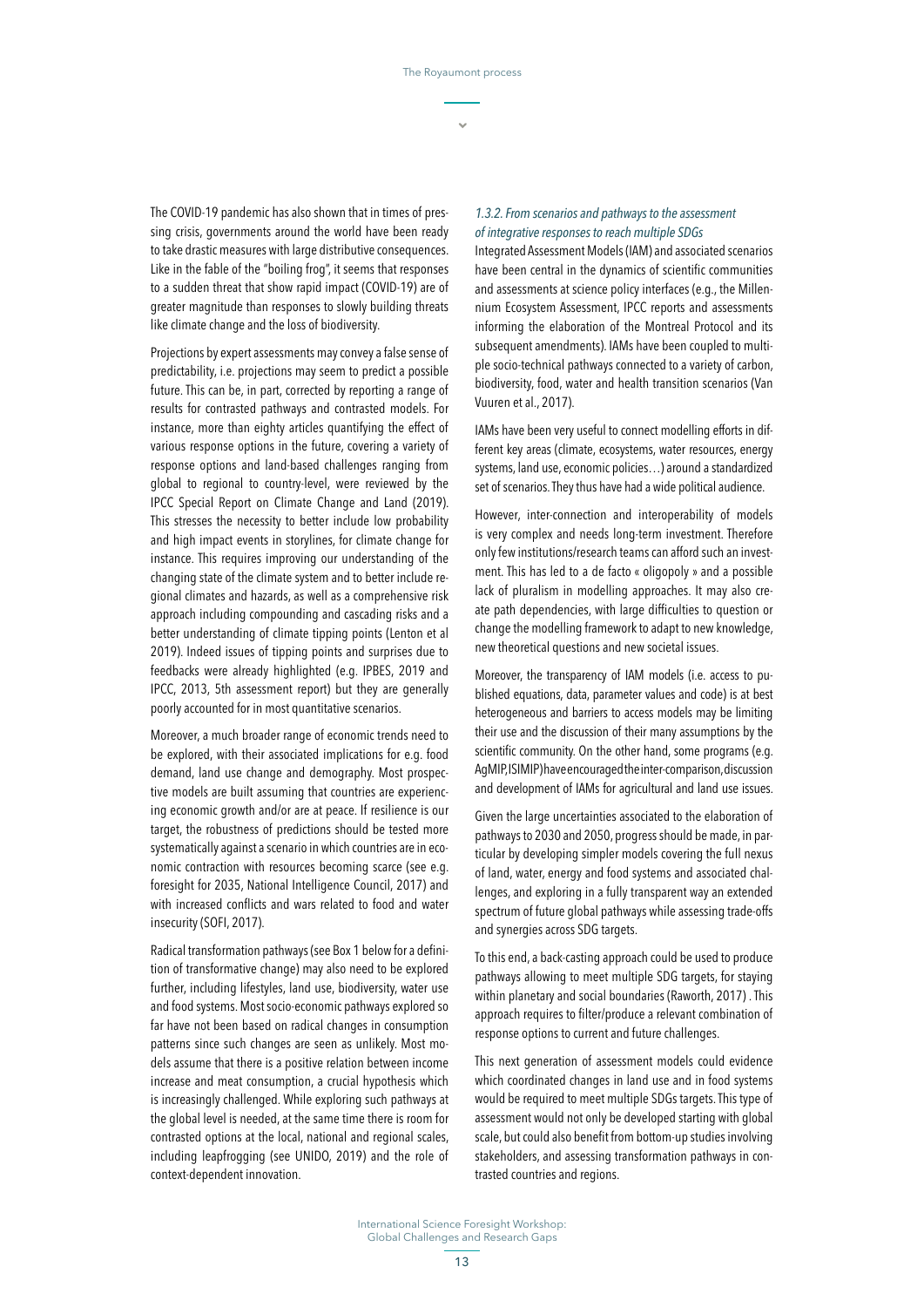The COVID-19 pandemic has also shown that in times of pressing crisis, governments around the world have been ready to take drastic measures with large distributive consequences. Like in the fable of the "boiling frog", it seems that responses to a sudden threat that show rapid impact (COVID-19) are of greater magnitude than responses to slowly building threats like climate change and the loss of biodiversity.

Projections by expert assessments may convey a false sense of predictability, i.e. projections may seem to predict a possible future. This can be, in part, corrected by reporting a range of results for contrasted pathways and contrasted models. For instance, more than eighty articles quantifying the effect of various response options in the future, covering a variety of response options and land-based challenges ranging from global to regional to country-level, were reviewed by the IPCC Special Report on Climate Change and Land (2019). This stresses the necessity to better include low probability and high impact events in storylines, for climate change for instance. This requires improving our understanding of the changing state of the climate system and to better include regional climates and hazards, as well as a comprehensive risk approach including compounding and cascading risks and a better understanding of climate tipping points (Lenton et al 2019). Indeed issues of tipping points and surprises due to feedbacks were already highlighted (e.g. IPBES, 2019 and IPCC, 2013, 5th assessment report) but they are generally poorly accounted for in most quantitative scenarios.

Moreover, a much broader range of economic trends need to be explored, with their associated implications for e.g. food demand, land use change and demography. Most prospective models are built assuming that countries are experiencing economic growth and/or are at peace. If resilience is our target, the robustness of predictions should be tested more systematically against a scenario in which countries are in economic contraction with resources becoming scarce (see e.g. foresight for 2035, National Intelligence Council, 2017) and with increased conflicts and wars related to food and water insecurity (SOFI, 2017).

Radical transformation pathways (see Box 1 below for a definition of transformative change) may also need to be explored further, including lifestyles, land use, biodiversity, water use and food systems. Most socio-economic pathways explored so far have not been based on radical changes in consumption patterns since such changes are seen as unlikely. Most models assume that there is a positive relation between income increase and meat consumption, a crucial hypothesis which is increasingly challenged. While exploring such pathways at the global level is needed, at the same time there is room for contrasted options at the local, national and regional scales, including leapfrogging (see UNIDO, 2019) and the role of context-dependent innovation.

### *1.3.2. From scenarios and pathways to the assessment of integrative responses to reach multiple SDGs*

Integrated Assessment Models (IAM) and associated scenarios have been central in the dynamics of scientific communities and assessments at science policy interfaces (e.g., the Millennium Ecosystem Assessment, IPCC reports and assessments informing the elaboration of the Montreal Protocol and its subsequent amendments). IAMs have been coupled to multiple socio-technical pathways connected to a variety of carbon, biodiversity, food, water and health transition scenarios (Van Vuuren et al., 2017).

IAMs have been very useful to connect modelling efforts in different key areas (climate, ecosystems, water resources, energy systems, land use, economic policies…) around a standardized set of scenarios. They thus have had a wide political audience.

However, inter-connection and interoperability of models is very complex and needs long-term investment. Therefore only few institutions/research teams can afford such an investment. This has led to a de facto « oligopoly » and a possible lack of pluralism in modelling approaches. It may also create path dependencies, with large difficulties to question or change the modelling framework to adapt to new knowledge, new theoretical questions and new societal issues.

Moreover, the transparency of IAM models (i.e. access to published equations, data, parameter values and code) is at best heterogeneous and barriers to access models may be limiting their use and the discussion of their many assumptions by the scientific community. On the other hand, some programs (e.g. AgMIP, ISIMIP) have encouraged the inter-comparison, discussion and development of IAMs for agricultural and land use issues.

Given the large uncertainties associated to the elaboration of pathways to 2030 and 2050, progress should be made, in particular by developing simpler models covering the full nexus of land, water, energy and food systems and associated challenges, and exploring in a fully transparent way an extended spectrum of future global pathways while assessing trade-offs and synergies across SDG targets.

To this end, a back-casting approach could be used to produce pathways allowing to meet multiple SDG targets, for staying within planetary and social boundaries (Raworth, 2017) . This approach requires to filter/produce a relevant combination of response options to current and future challenges.

This next generation of assessment models could evidence which coordinated changes in land use and in food systems would be required to meet multiple SDGs targets. This type of assessment would not only be developed starting with global scale, but could also benefit from bottom-up studies involving stakeholders, and assessing transformation pathways in contrasted countries and regions.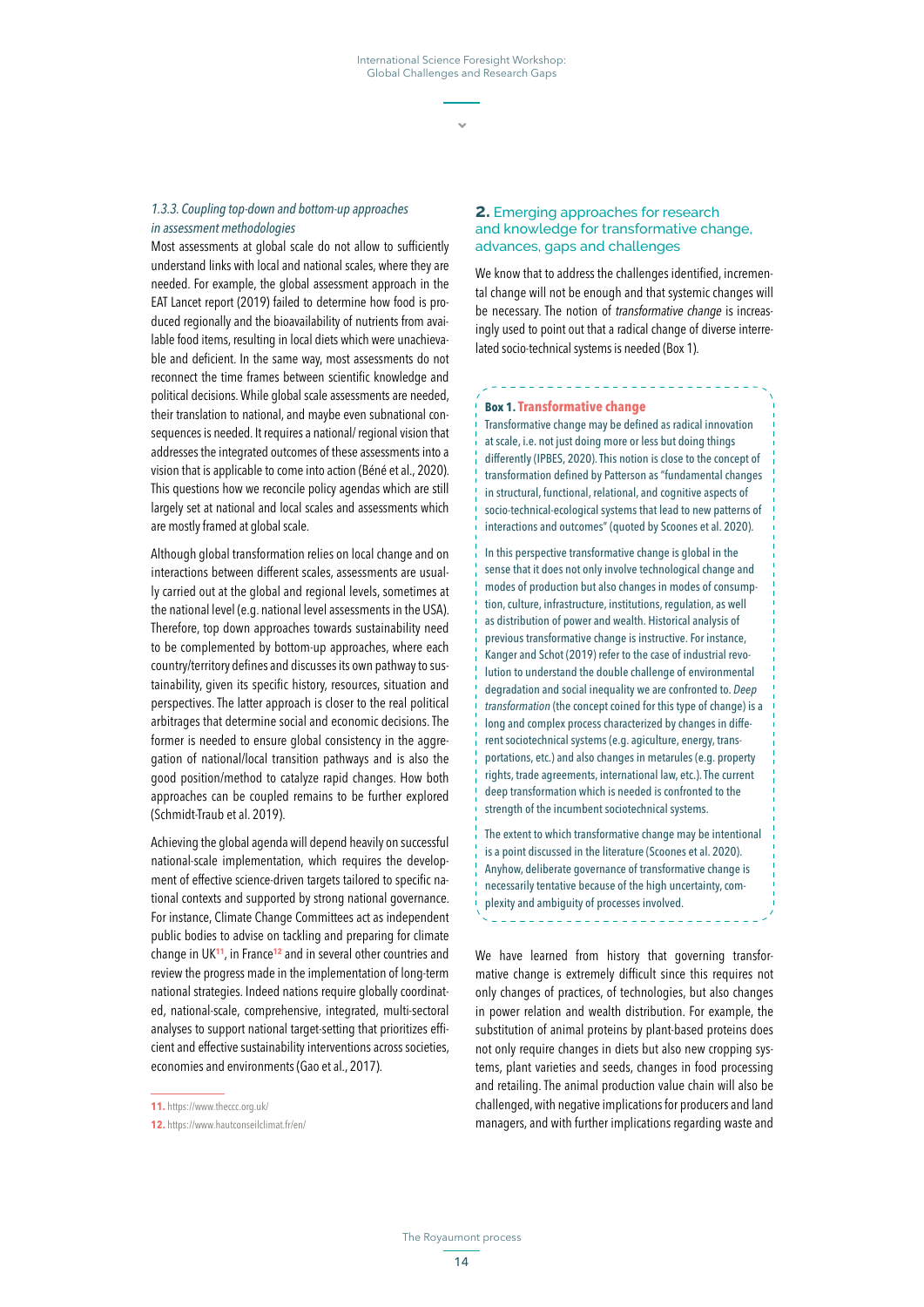### *1.3.3. Coupling top-down and bottom-up approaches in assessment methodologies*

Most assessments at global scale do not allow to sufficiently understand links with local and national scales, where they are needed. For example, the global assessment approach in the EAT Lancet report (2019) failed to determine how food is produced regionally and the bioavailability of nutrients from available food items, resulting in local diets which were unachievable and deficient. In the same way, most assessments do not reconnect the time frames between scientific knowledge and political decisions. While global scale assessments are needed, their translation to national, and maybe even subnational consequences is needed. It requires a national/ regional vision that addresses the integrated outcomes of these assessments into a vision that is applicable to come into action (Béné et al., 2020). This questions how we reconcile policy agendas which are still largely set at national and local scales and assessments which are mostly framed at global scale.

Although global transformation relies on local change and on interactions between different scales, assessments are usually carried out at the global and regional levels, sometimes at the national level (e.g. national level assessments in the USA). Therefore, top down approaches towards sustainability need to be complemented by bottom-up approaches, where each country/territory defines and discusses its own pathway to sustainability, given its specific history, resources, situation and perspectives. The latter approach is closer to the real political arbitrages that determine social and economic decisions. The former is needed to ensure global transition consistency in the aggregation of national/local transition pathways and is also the good position/method to catalyze rapid changes. How both approaches can be coupled remains to be further explored (Schmidt-Traub et al. 2019).

Achieving the global agenda will depend heavily on successful national-scale implementation, which requires the development of effective science-driven targets tailored to specific national contexts and supported by strong national governance. For instance, Climate Change Committees act as independent public bodies to advise on tackling and preparing for climate change in UK[11], in France[12] and in several other countries and review the progress made in the implementation of long-term national strategies. Indeed nations require globally coordinated, national-scale, comprehensive, integrated, multi-sectoral analyses to support national target-setting that prioritizes efficient and effective sustainability interventions across societies, economies and environments (Gao et al., 2017).

**11.** https://www.theccc.org.uk/

**12.** https://www.hautconseilclimat.fr/en/

## **2.** Emerging approaches for research and knowledge for transformative change, advances, gaps and challenges

We know that to address the challenges identified, incremental change will not be enough and that systemic changes will be necessary. The notion of *transformative change* is increasingly used to point out that a radical change of diverse interrelated socio-technical systems is needed (Box 1).

> **Box 1. Transformative change**
>
> Transformative change may be defined as radical innovation at scale, i.e. not just doing more or less but doing things differently (IPBES, 2020). This notion is close to the concept of transformation defined by Patterson as "fundamental changes in structural, functional, relational, and cognitive aspects of socio-technical-ecological systems that lead to new patterns of interactions and outcomes" (quoted by Scoones et al. 2020).
>
> In this perspective transformative change is global in the sense that it does not only involve technological change and modes of production but also changes in modes of consumption, culture, infrastructure, institutions, regulation, as well as distribution of power and wealth. Historical analysis of previous transformative change is instructive. For instance, Kanger and Schot (2019) refer to the case of industrial revolution to understand the double challenge of environmental degradation and social inequality we are confronted to. *Deep transformation* (the concept coined for this type of change) is a long and complex process characterized by changes in different sociotechnical systems (e.g. agiculture, energy, transportations, etc.) and also changes in metarules (e.g. property rights, trade agreements, international law, etc.). The current deep transformation which is needed is confronted to the strength of the incumbent sociotechnical systems.
>
> The extent to which transformative change may be intentional is a point discussed in the literature (Scoones et al. 2020). Anyhow, deliberate governance of transformative change is necessarily tentative because of the high uncertainty, complexity and ambiguity of processes involved.

We have learned from history that governing transformative change is extremely difficult since this requires not only changes of practices, of technologies, but also changes in power relation and wealth distribution. For example, the substitution of animal proteins by plant-based proteins does not only require changes in diets but also new cropping systems, plant varieties and seeds, changes in food processing and retailing. The animal production value chain will also be challenged, with negative implications for producers and land managers, and with further implications regarding waste and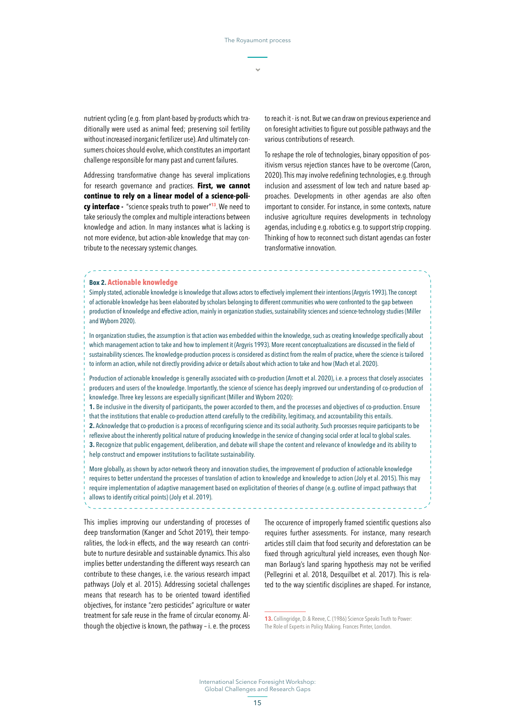nutrient cycling (e.g. from plant-based by-products which traditionally were used as animal feed; preserving soil fertility without increased inorganic fertilizer use). And ultimately consumers choices should evolve, which constitutes an important challenge responsible for many past and current failures.

Addressing transformative change has several implications for research governance and practices. **First, we cannot continue to rely on a linear model of a science-policy interface -** "science speaks truth to power"[13]. We need to take seriously the complex and multiple interactions between knowledge and action. In many instances what is lacking is not more evidence, but action-able knowledge that may contribute to the necessary systemic changes.

to reach it - is not. But we can draw on previous experience and on foresight activities to figure out possible pathways and the various contributions of research.

To reshape the role of technologies, binary opposition of positivism versus rejection stances have to be overcome (Caron, 2020). This may involve redefining technologies, e.g. through inclusion and assessment of low tech and nature based approaches. Developments in other agendas are also often important to consider. For instance, in some contexts, nature inclusive agriculture requires developments in technology agendas, including e.g. robotics e.g. to support strip cropping. Thinking of how to reconnect such distant agendas can foster transformative innovation.

**Box 2. Actionable knowledge**

Simply stated, actionable knowledge is knowledge that allows actors to effectively implement their intentions (Argyris 1993). The concept of actionable knowledge has been elaborated by scholars belonging to different communities who were confronted to the gap between production of knowledge and effective action, mainly in organization studies, sustainability sciences and science-technology studies (Miller and Wyborn 2020).

In organization studies, the assumption is that action was embedded within the knowledge, such as creating knowledge specifically about which management action to take and how to implement it (Argyris 1993). More recent conceptualizations are discussed in the field of sustainability sciences. The knowledge-production process is considered as distinct from the realm of practice, where the science is tailored to inform an action, while not directly providing advice or details about which action to take and how (Mach et al. 2020).

Production of actionable knowledge is generally associated with co-production (Arnott et al. 2020), i.e. a process that closely associates producers and users of the knowledge. Importantly, the science of science has deeply improved our understanding of co-production of knowledge. Three key lessons are especially significant (Miller and Wyborn 2020):

**1.** Be inclusive in the diversity of participants, the power accorded to them, and the processes and objectives of co-production. Ensure that the institutions that enable co-production attend carefully to the credibility, legitimacy, and accountability this entails.

**2.** Acknowledge that co-production is a process of reconfiguring science and its social authority. Such processes require participants to be reflexive about the inherently political nature of producing knowledge in the service of changing social order at local to global scales.

**3.** Recognize that public engagement, deliberation, and debate will shape the content and relevance of knowledge and its ability to help construct and empower institutions to facilitate sustainability.

More globally, as shown by actor-network theory and innovation studies, the improvement of production of actionable knowledge requires to better understand the processes of translation of action to knowledge and knowledge to action (Joly et al. 2015). This may require implementation of adaptive management based on explicitation of theories of change (e.g. outline of impact pathways that allows to identify critical points) (Joly et al. 2019).

This implies improving our understanding of processes of deep transformation (Kanger and Schot 2019), their temporalities, the lock-in effects, and the way research can contribute to nurture desirable and sustainable dynamics. This also implies better understanding the different ways research can contribute to these changes, i.e. the various research impact pathways (Joly et al. 2015). Addressing societal challenges means that research has to be oriented toward identified objectives, for instance "zero pesticides" agriculture or water treatment for safe reuse in the frame of circular economy. Although the objective is known, the pathway – i. e. the process

The occurence of improperly framed scientific questions also requires further assessments. For instance, many research articles still claim that food security and deforestation can be fixed through agricultural yield increases, even though Norman Borlaug's land sparing hypothesis may not be verified (Pellegrini et al. 2018, Desquilbet et al. 2017). This is related to the way scientific disciplines are shaped. For instance,

**13.** Collingridge, D. & Reeve, C. (1986) Science Speaks Truth to Power: The Role of Experts in Policy Making. Frances Pinter, London.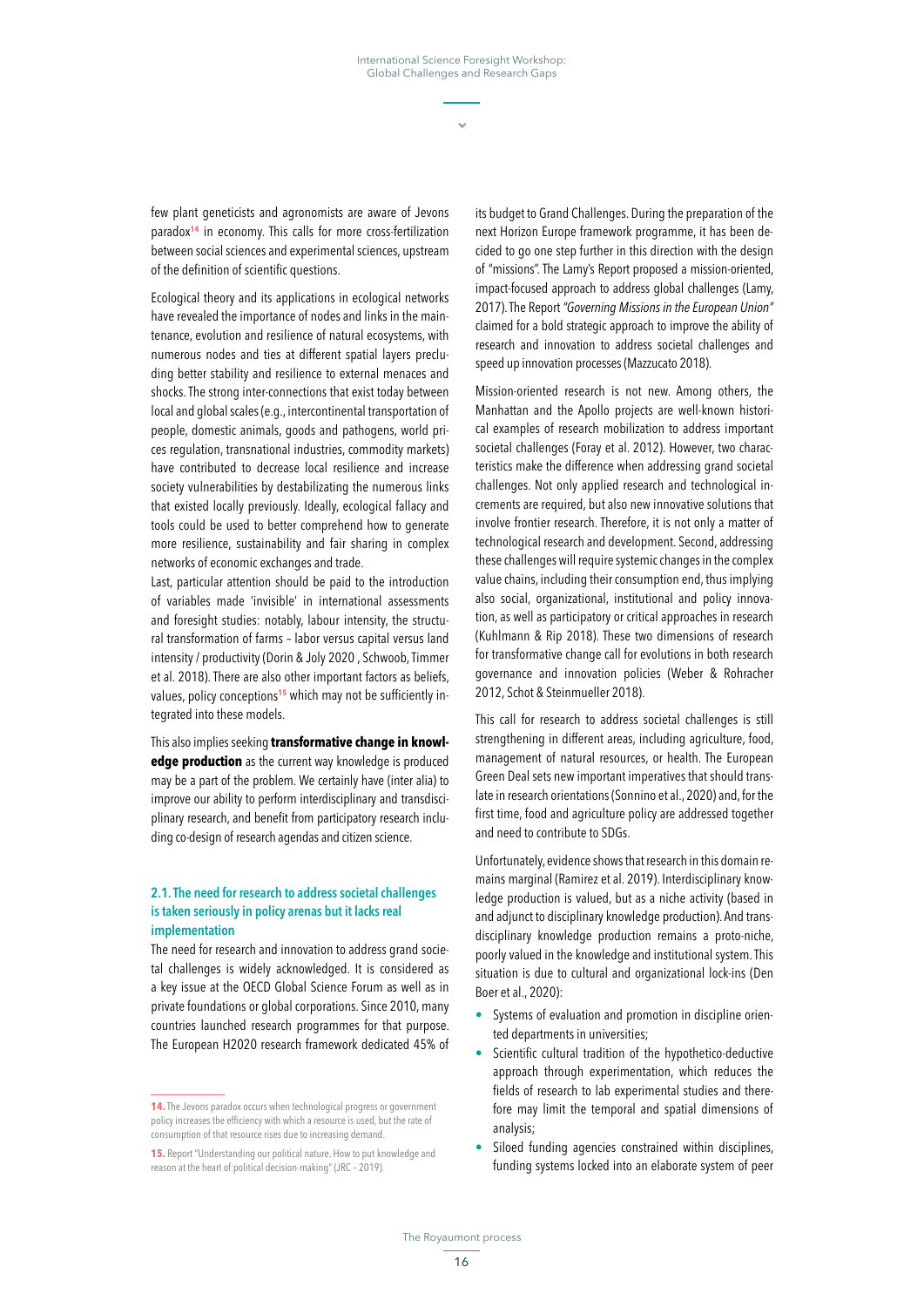few plant geneticists and agronomists are aware of Jevons paradox[14] in economy. This calls for more cross-fertilization between social sciences and experimental sciences, upstream of the definition of scientific questions.

Ecological theory and its applications in ecological networks have revealed the importance of nodes and links in the maintenance, evolution and resilience of natural ecosystems, with numerous nodes and ties at different spatial layers precluding better stability and resilience to external menaces and shocks. The strong inter-connections that exist today between local and global scales (e.g., intercontinental transportation of people, domestic animals, goods and pathogens, world prices regulation, transnational industries, commodity markets) have contributed to decrease local resilience and increase society vulnerabilities by destabilizating the numerous links that existed locally previously. Ideally, ecological fallacy and tools could be used to better comprehend how to generate more resilience, sustainability and fair sharing in complex networks of economic exchanges and trade.

Last, particular attention should be paid to the introduction of variables made 'invisible' in international assessments and foresight studies: notably, labour intensity, the structural transformation of farms – labor versus capital versus land intensity / productivity (Dorin & Joly 2020 , Schwoob, Timmer et al. 2018). There are also other important factors as beliefs, values, policy conceptions[15] which may not be sufficiently integrated into these models.

This also implies seeking **transformative change in knowledge production** as the current way knowledge is produced may be a part of the problem. We certainly have (inter alia) to improve our ability to perform interdisciplinary and transdisciplinary research, and benefit from participatory research including co-design of research agendas and citizen science.

### 2.1. The need for research to address societal challenges is taken seriously in policy arenas but it lacks real implementation

The need for research and innovation to address grand societal challenges is widely acknowledged. It is considered as a key issue at the OECD Global Science Forum as well as in private foundations or global corporations. Since 2010, many countries launched research programmes for that purpose. The European H2020 research framework dedicated 45% of its budget to Grand Challenges. During the preparation of the next Horizon Europe framework programme, it has been decided to go one step further in this direction with the design of "missions". The Lamy's Report proposed a mission-oriented, impact-focused approach to address global challenges (Lamy, 2017). The Report *"Governing Missions in the European Union"* claimed for a bold strategic approach to improve the ability of research and innovation to address societal challenges and speed up innovation processes (Mazzucato 2018).

Mission-oriented research is not new. Among others, the Manhattan and the Apollo projects are well-known historical examples of research mobilization to address important societal challenges (Foray et al. 2012). However, two characteristics make the difference when addressing grand societal challenges. Not only applied research and technological increments are required, but also new innovative solutions that involve frontier research. Therefore, it is not only a matter of technological research and development. Second, addressing these challenges will require systemic changes in the complex value chains, including their consumption end, thus implying also social, organizational, institutional and policy innovation, as well as participatory or critical approaches in research (Kuhlmann & Rip 2018). These two dimensions of research for transformative change call for evolutions in both research governance and innovation policies (Weber & Rohracher 2012, Schot & Steinmueller 2018).

This call for research to address societal challenges is still strengthening in different areas, including agriculture, food, management of natural resources, or health. The European Green Deal sets new important imperatives that should translate in research orientations (Sonnino et al., 2020) and, for the first time, food and agriculture policy are addressed together and need to contribute to SDGs.

Unfortunately, evidence shows that research in this domain remains marginal (Ramirez et al. 2019). Interdisciplinary knowledge production is valued, but as a niche activity (based in and adjunct to disciplinary knowledge production). And transdisciplinary knowledge production remains a proto-niche, poorly valued in the knowledge and institutional system. This situation is due to cultural and organizational lock-ins (Den Boer et al., 2020):

- Systems of evaluation and promotion in discipline oriented departments in universities;
- Scientific cultural tradition of the hypothetico-deductive approach through experimentation, which reduces the fields of research to lab experimental studies and therefore may limit the temporal and spatial dimensions of analysis;
- Siloed funding agencies constrained within disciplines, funding systems locked into an elaborate system of peer

---

[14] The Jevons paradox occurs when technological progress or government policy increases the efficiency with which a resource is used, but the rate of consumption of that resource rises due to increasing demand.

[15] Report "Understanding our political nature. How to put knowledge and reason at the heart of political decision-making" (JRC – 2019).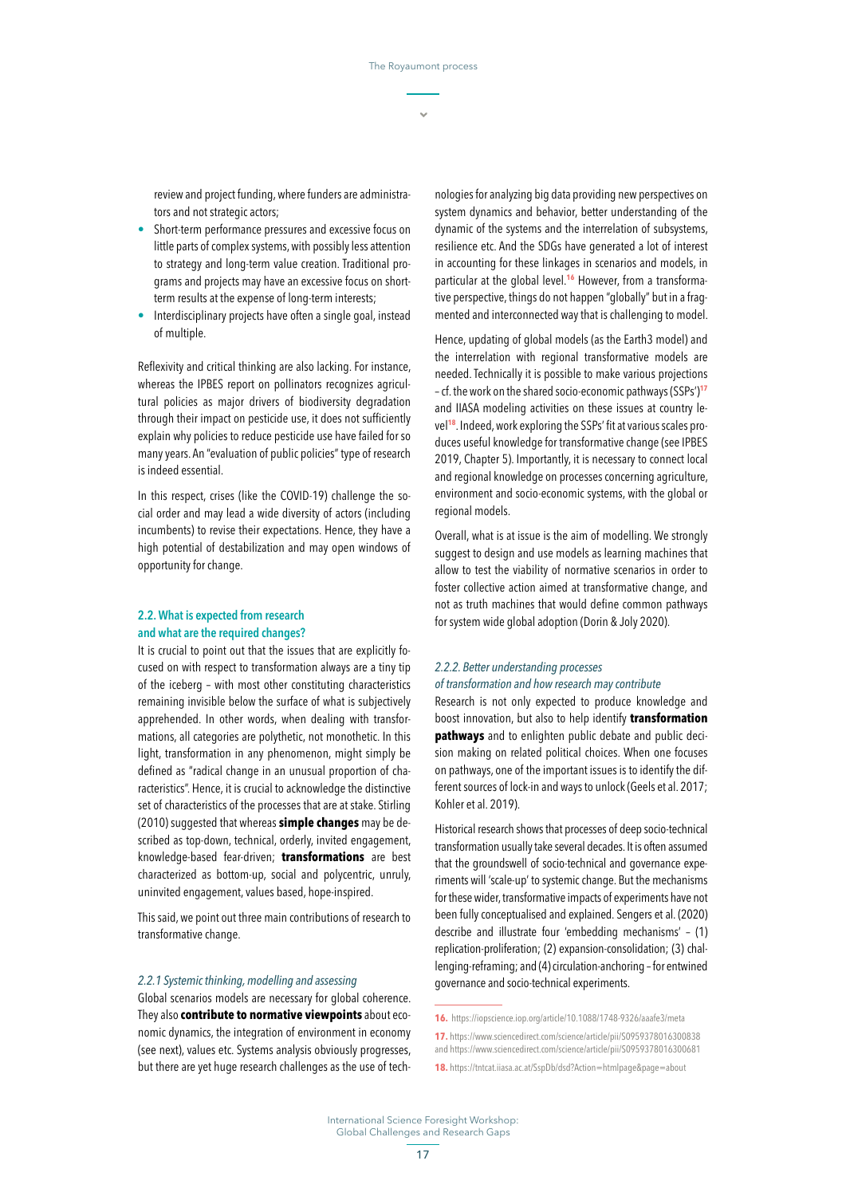review and project funding, where funders are administrators and not strategic actors;

- Short-term performance pressures and excessive focus on little parts of complex systems, with possibly less attention to strategy and long-term value creation. Traditional programs and projects may have an excessive focus on short-term results at the expense of long-term interests;
- Interdisciplinary projects have often a single goal, instead of multiple.

Reflexivity and critical thinking are also lacking. For instance, whereas the IPBES report on pollinators recognizes agricultural policies as major drivers of biodiversity degradation through their impact on pesticide use, it does not sufficiently explain why policies to reduce pesticide use have failed for so many years. An "evaluation of public policies" type of research is indeed essential.

In this respect, crises (like the COVID-19) challenge the social order and may lead a wide diversity of actors (including incumbents) to revise their expectations. Hence, they have a high potential of destabilization and may open windows of opportunity for change.

## 2.2. What is expected from research and what are the required changes?

It is crucial to point out that the issues that are explicitly focused on with respect to transformation always are a tiny tip of the iceberg – with most other constituting characteristics remaining invisible below the surface of what is subjectively apprehended. In other words, when dealing with transformations, all categories are polythetic, not monothetic. In this light, transformation in any phenomenon, might simply be defined as "radical change in an unusual proportion of characteristics". Hence, it is crucial to acknowledge the distinctive set of characteristics of the processes that are at stake. Stirling (2010) suggested that whereas **simple changes** may be described as top-down, technical, orderly, invited engagement, knowledge-based fear-driven; **transformations** are best characterized as bottom-up, social and polycentric, unruly, uninvited engagement, values based, hope-inspired.

This said, we point out three main contributions of research to transformative change.

### *2.2.1 Systemic thinking, modelling and assessing*

Global scenarios models are necessary for global coherence. They also **contribute to normative viewpoints** about economic dynamics, the integration of environment in economy (see next), values etc. Systems analysis obviously progresses, but there are yet huge research challenges as the use of technologies for analyzing big data providing new perspectives on system dynamics and behavior, better understanding of the dynamic of the systems and the interrelation of subsystems, resilience etc. And the SDGs have generated a lot of interest in accounting for these linkages in scenarios and models, in particular at the global level.[16] However, from a transformative perspective, things do not happen "globally" but in a fragmented and interconnected way that is challenging to model.

Hence, updating of global models (as the Earth3 model) and the interrelation with regional transformative models are needed. Technically it is possible to make various projections – cf. the work on the shared socio-economic pathways (SSPs')[17] and IIASA modeling activities on these issues at country level[18]. Indeed, work exploring the SSPs' fit at various scales produces useful knowledge for transformative change (see IPBES 2019, Chapter 5). Importantly, it is necessary to connect local and regional knowledge on processes concerning agriculture, environment and socio-economic systems, with the global or regional models.

Overall, what is at issue is the aim of modelling. We strongly suggest to design and use models as learning machines that allow to test the viability of normative scenarios in order to foster collective action aimed at transformative change, and not as truth machines that would define common pathways for system wide global adoption (Dorin & Joly 2020).

### *2.2.2. Better understanding processes of transformation and how research may contribute*

Research is not only expected to produce knowledge and boost innovation, but also to help identify **transformation pathways** and to enlighten public debate and public decision making on related political choices. When one focuses on pathways, one of the important issues is to identify the different sources of lock-in and ways to unlock (Geels et al. 2017; Kohler et al. 2019).

Historical research shows that processes of deep socio-technical transformation usually take several decades. It is often assumed that the groundswell of socio-technical and governance experiments will 'scale-up' to systemic change. But the mechanisms for these wider, transformative impacts of experiments have not been fully conceptualised and explained. Sengers et al. (2020) describe and illustrate four 'embedding mechanisms' – (1) replication-proliferation; (2) expansion-consolidation; (3) challenging-reframing; and (4) circulation-anchoring – for entwined governance and socio-technical experiments.

---

16. https://iopscience.iop.org/article/10.1088/1748-9326/aaafe3/meta

17. https://www.sciencedirect.com/science/article/pii/S0959378016300838 and https://www.sciencedirect.com/science/article/pii/S0959378016300681

18. https://tntcat.iiasa.ac.at/SspDb/dsd?Action=htmlpage&page=about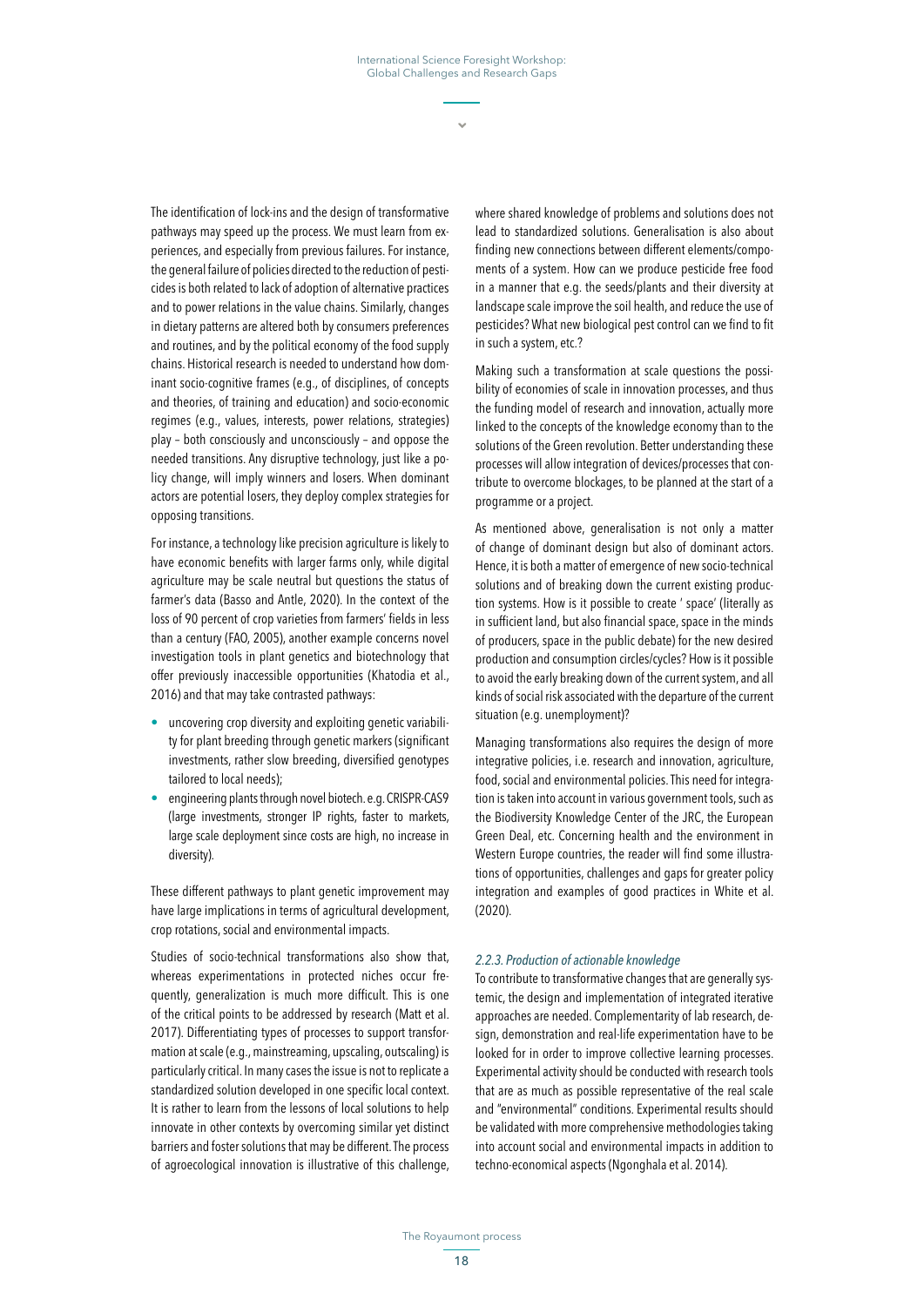The identification of lock-ins and the design of transformative pathways may speed up the process. We must learn from experiences, and especially from previous failures. For instance, the general failure of policies directed to the reduction of pesticides is both related to lack of adoption of alternative practices and to power relations in the value chains. Similarly, changes in dietary patterns are altered both by consumers preferences and routines, and by the political economy of the food supply chains. Historical research is needed to understand how dominant socio-cognitive frames (e.g., of disciplines, of concepts and theories, of training and education) and socio-economic regimes (e.g., values, interests, power relations, strategies) play – both consciously and unconsciously – and oppose the needed transitions. Any disruptive technology, just like a policy change, will imply winners and losers. When dominant actors are potential losers, they deploy complex strategies for opposing transitions.

For instance, a technology like precision agriculture is likely to have economic benefits with larger farms only, while digital agriculture may be scale neutral but questions the status of farmer's data (Basso and Antle, 2020). In the context of the loss of 90 percent of crop varieties from farmers' fields in less than a century (FAO, 2005), another example concerns novel investigation tools in plant genetics and biotechnology that offer previously inaccessible opportunities (Khatodia et al., 2016) and that may take contrasted pathways:

- uncovering crop diversity and exploiting genetic variability for plant breeding through genetic markers (significant investments, rather slow breeding, diversified genotypes tailored to local needs);
- engineering plants through novel biotech. e.g. CRISPR-CAS9 (large investments, stronger IP rights, faster to markets, large scale deployment since costs are high, no increase in diversity).

These different pathways to plant genetic improvement may have large implications in terms of agricultural development, crop rotations, social and environmental impacts.

Studies of socio-technical transformations also show that, whereas experimentations in protected niches occur frequently, generalization is much more difficult. This is one of the critical points to be addressed by research (Matt et al. 2017). Differentiating types of processes to support transformation at scale (e.g., mainstreaming, upscaling, outscaling) is particularly critical. In many cases the issue is not to replicate a standardized solution developed in one specific local context. It is rather to learn from the lessons of local solutions to help innovate in other contexts by overcoming similar yet distinct barriers and foster solutions that may be different. The process of agroecological innovation is illustrative of this challenge, where shared knowledge of problems and solutions does not lead to standardized solutions. Generalisation is also about finding new connections between different elements/components of a system. How can we produce pesticide free food in a manner that e.g. the seeds/plants and their diversity at landscape scale improve the soil health, and reduce the use of pesticides? What new biological pest control can we find to fit in such a system, etc.?

Making such a transformation at scale questions the possibility of economies of scale in innovation processes, and thus the funding model of research and innovation, actually more linked to the concepts of the knowledge economy than to the solutions of the Green revolution. Better understanding these processes will allow integration of devices/processes that contribute to overcome blockages, to be planned at the start of a programme or a project.

As mentioned above, generalisation is not only a matter of change of dominant design but also of dominant actors. Hence, it is both a matter of emergence of new socio-technical solutions and of breaking down the current existing production systems. How is it possible to create ' space' (literally as in sufficient land, but also financial space, space in the minds of producers, space in the public debate) for the new desired production and consumption circles/cycles? How is it possible to avoid the early breaking down of the current system, and all kinds of social risk associated with the departure of the current situation (e.g. unemployment)?

Managing transformations also requires the design of more integrative policies, i.e. research and innovation, agriculture, food, social and environmental policies. This need for integration is taken into account in various government tools, such as the Biodiversity Knowledge Center of the JRC, the European Green Deal, etc. Concerning health and the environment in Western Europe countries, the reader will find some illustrations of opportunities, challenges and gaps for greater policy integration and examples of good practices in White et al. (2020).

#### *2.2.3. Production of actionable knowledge*

To contribute to transformative changes that are generally systemic, the design and implementation of integrated iterative approaches are needed. Complementarity of lab research, design, demonstration and real-life experimentation have to be looked for in order to improve collective learning processes. Experimental activity should be conducted with research tools that are as much as possible representative of the real scale and "environmental" conditions. Experimental results should be validated with more comprehensive methodologies taking into account social and environmental impacts in addition to techno-economical aspects (Ngonghala et al. 2014).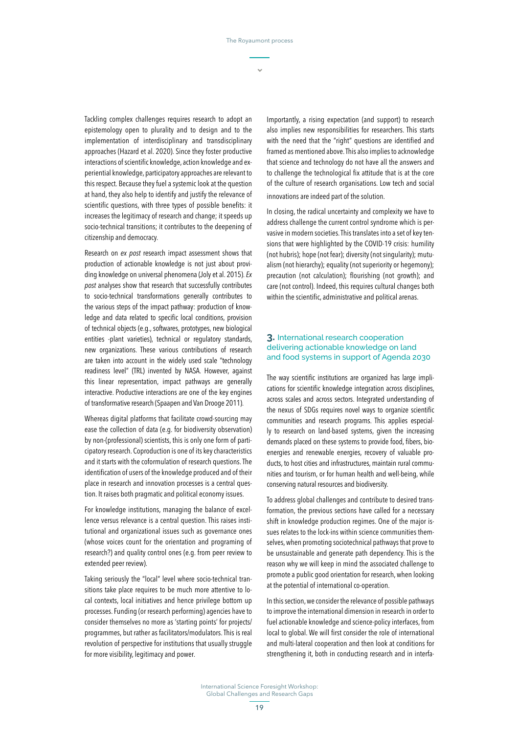Tackling complex challenges requires research to adopt an epistemology open to plurality and to design and to the implementation of interdisciplinary and transdisciplinary approaches (Hazard et al. 2020). Since they foster productive interactions of scientific knowledge, action knowledge and experiential knowledge, participatory approaches are relevant to this respect. Because they fuel a systemic look at the question at hand, they also help to identify and justify the relevance of scientific questions, with three types of possible benefits: it increases the legitimacy of research and change; it speeds up socio-technical transitions; it contributes to the deepening of citizenship and democracy.

Research on *ex post* research impact assessment shows that production of actionable knowledge is not just about providing knowledge on universal phenomena (Joly et al. 2015). *Ex post* analyses show that research that successfully contributes to socio-technical transformations generally contributes to the various steps of the impact pathway: production of knowledge and data related to specific local conditions, provision of technical objects (e.g., softwares, prototypes, new biological entities -plant varieties), technical or regulatory standards, new organizations. These various contributions of research are taken into account in the widely used scale "technology readiness level" (TRL) invented by NASA. However, against this linear representation, impact pathways are generally interactive. Productive interactions are one of the key engines of transformative research (Spaapen and Van Drooge 2011).

Whereas digital platforms that facilitate crowd-sourcing may ease the collection of data (e.g. for biodiversity observation) by non-(professional) scientists, this is only one form of participatory research. Coproduction is one of its key characteristics and it starts with the coformulation of research questions. The identification of users of the knowledge produced and of their place in research and innovation processes is a central question. It raises both pragmatic and political economy issues.

For knowledge institutions, managing the balance of excellence versus relevance is a central question. This raises institutional and organizational issues such as governance ones (whose voices count for the orientation and programing of research?) and quality control ones (e.g. from peer review to extended peer review).

Taking seriously the "local" level where socio-technical transitions take place requires to be much more attentive to local contexts, local initiatives and hence privilege bottom up processes. Funding (or research performing) agencies have to consider themselves no more as 'starting points' for projects/programmes, but rather as facilitators/modulators. This is real revolution of perspective for institutions that usually struggle for more visibility, legitimacy and power.

Importantly, a rising expectation (and support) to research also implies new responsibilities for researchers. This starts with the need that the "right" questions are identified and framed as mentioned above. This also implies to acknowledge that science and technology do not have all the answers and to challenge the technological fix attitude that is at the core of the culture of research organisations. Low tech and social innovations are indeed part of the solution.

In closing, the radical uncertainty and complexity we have to address challenge the current control syndrome which is pervasive in modern societies. This translates into a set of key tensions that were highlighted by the COVID-19 crisis: humility (not hubris); hope (not fear); diversity (not singularity); mutualism (not hierarchy); equality (not superiority or hegemony); precaution (not calculation); flourishing (not growth); and care (not control). Indeed, this requires cultural changes both within the scientific, administrative and political arenas.

## 3. International research cooperation delivering actionable knowledge on land and food systems in support of Agenda 2030

The way scientific institutions are organized has large implications for scientific knowledge integration across disciplines, across scales and across sectors. Integrated understanding of the nexus of SDGs requires novel ways to organize scientific communities and research programs. This applies especially to research on land-based systems, given the increasing demands placed on these systems to provide food, fibers, bioenergies and renewable energies, recovery of valuable products, to host cities and infrastructures, maintain rural communities and tourism, or for human health and well-being, while conserving natural resources and biodiversity.

To address global challenges and contribute to desired transformation, the previous sections have called for a necessary shift in knowledge production regimes. One of the major issues relates to the lock-ins within science communities themselves, when promoting sociotechnical pathways that prove to be unsustainable and generate path dependency. This is the reason why we will keep in mind the associated challenge to promote a public good orientation for research, when looking at the potential of international co-operation.

In this section, we consider the relevance of possible pathways to improve the international dimension in research in order to fuel actionable knowledge and science-policy interfaces, from local to global. We will first consider the role of international and multi-lateral cooperation and then look at conditions for strengthening it, both in conducting research and in interfa-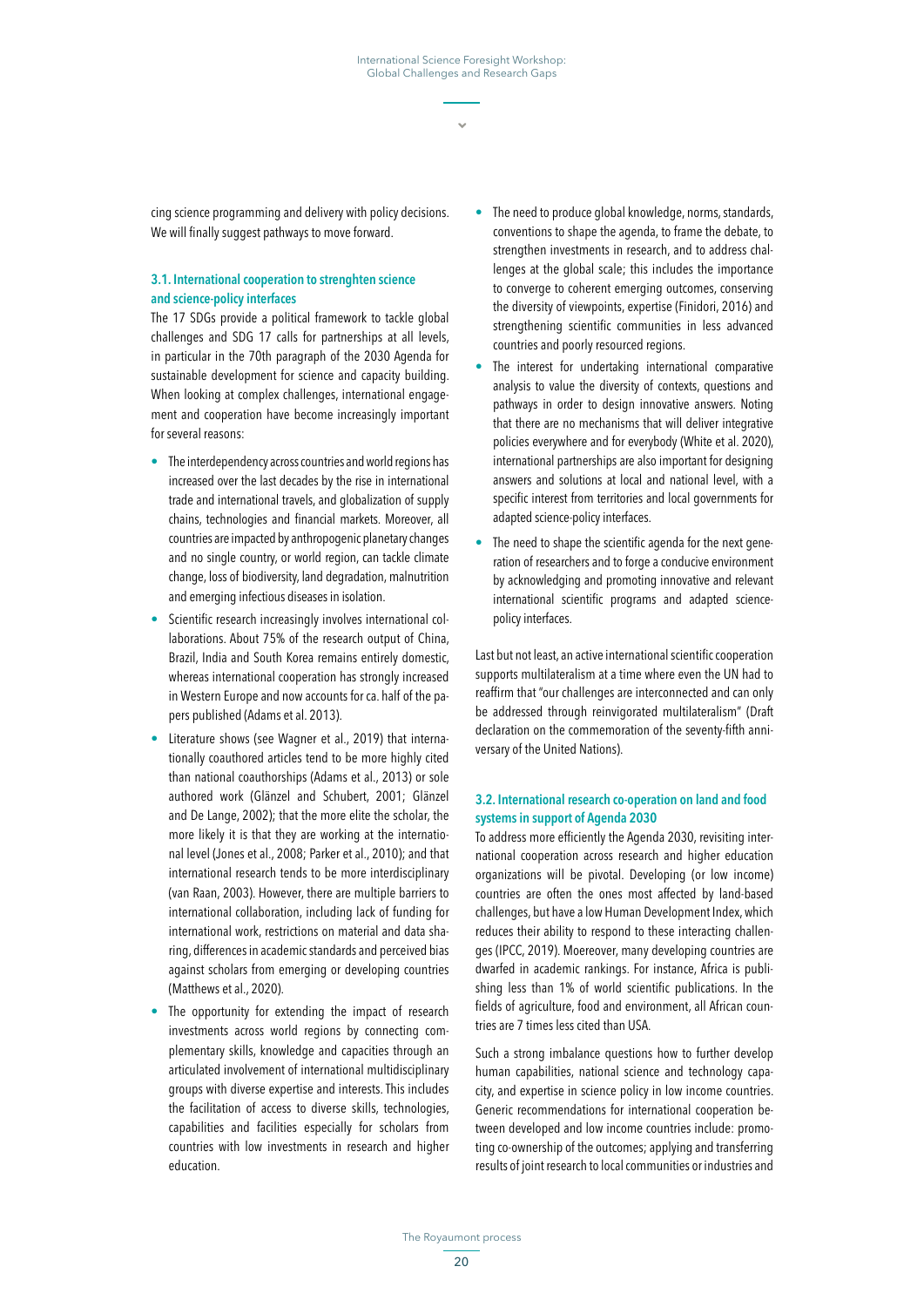cing science programming and delivery with policy decisions. We will finally suggest pathways to move forward.

### 3.1. International cooperation to strenghten science and science-policy interfaces

The 17 SDGs provide a political framework to tackle global challenges and SDG 17 calls for partnerships at all levels, in particular in the 70th paragraph of the 2030 Agenda for sustainable development for science and capacity building. When looking at complex challenges, international engagement and cooperation have become increasingly important for several reasons:

- The interdependency across countries and world regions has increased over the last decades by the rise in international trade and international travels, and globalization of supply chains, technologies and financial markets. Moreover, all countries are impacted by anthropogenic planetary changes and no single country, or world region, can tackle climate change, loss of biodiversity, land degradation, malnutrition and emerging infectious diseases in isolation.
- Scientific research increasingly involves international collaborations. About 75% of the research output of China, Brazil, India and South Korea remains entirely domestic, whereas international cooperation has strongly increased in Western Europe and now accounts for ca. half of the papers published (Adams et al. 2013).
- Literature shows (see Wagner et al., 2019) that internationally coauthored articles tend to be more highly cited than national coauthorships (Adams et al., 2013) or sole authored work (Glänzel and Schubert, 2001; Glänzel and De Lange, 2002); that the more elite the scholar, the more likely it is that they are working at the international level (Jones et al., 2008; Parker et al., 2010); and that international research tends to be more interdisciplinary (van Raan, 2003). However, there are multiple barriers to international collaboration, including lack of funding for international work, restrictions on material and data sharing, differences in academic standards and perceived bias against scholars from emerging or developing countries (Matthews et al., 2020).
- The opportunity for extending the impact of research investments across world regions by connecting complementary skills, knowledge and capacities through an articulated involvement of international multidisciplinary groups with diverse expertise and interests. This includes the facilitation of access to diverse skills, technologies, capabilities and facilities especially for scholars from countries with low investments in research and higher education.
- The need to produce global knowledge, norms, standards, conventions to shape the agenda, to frame the debate, to strengthen investments in research, and to address challenges at the global scale; this includes the importance to converge to coherent emerging outcomes, conserving the diversity of viewpoints, expertise (Finidori, 2016) and strengthening scientific communities in less advanced countries and poorly resourced regions.
- The interest for undertaking international comparative analysis to value the diversity of contexts, questions and pathways in order to design innovative answers. Noting that there are no mechanisms that will deliver integrative policies everywhere and for everybody (White et al. 2020), international partnerships are also important for designing answers and solutions at local and national level, with a specific interest from territories and local governments for adapted science-policy interfaces.
- The need to shape the scientific agenda for the next generation of researchers and to forge a conducive environment by acknowledging and promoting innovative and relevant international scientific programs and adapted science-policy interfaces.

Last but not least, an active international scientific cooperation supports multilateralism at a time where even the UN had to reaffirm that "our challenges are interconnected and can only be addressed through reinvigorated multilateralism" (Draft declaration on the commemoration of the seventy-fifth anniversary of the United Nations).

### 3.2. International research co-operation on land and food systems in support of Agenda 2030

To address more efficiently the Agenda 2030, revisiting international cooperation across research and higher education organizations will be pivotal. Developing (or low income) countries are often the ones most affected by land-based challenges, but have a low Human Development Index, which reduces their ability to respond to these interacting challenges (IPCC, 2019). Moereover, many developing countries are dwarfed in academic rankings. For instance, Africa is publishing less than 1% of world scientific publications. In the fields of agriculture, food and environment, all African countries are 7 times less cited than USA.

Such a strong imbalance questions how to further develop human capabilities, national science and technology capacity, and expertise in science policy in low income countries. Generic recommendations for international cooperation between developed and low income countries include: promoting co-ownership of the outcomes; applying and transferring results of joint research to local communities or industries and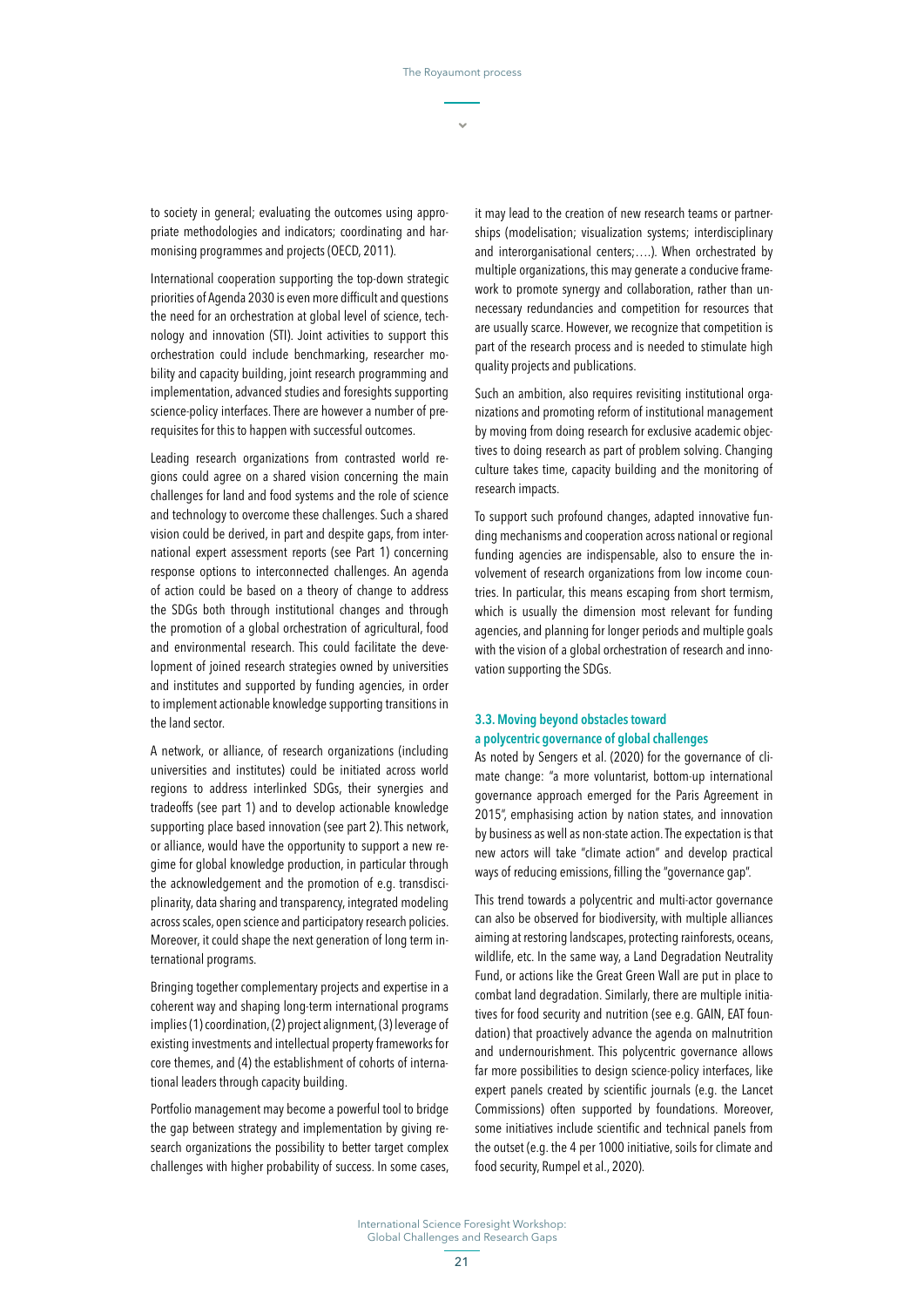to society in general; evaluating the outcomes using appropriate methodologies and indicators; coordinating and harmonising programmes and projects (OECD, 2011).

International cooperation supporting the top-down strategic priorities of Agenda 2030 is even more difficult and questions the need for an orchestration at global level of science, technology and innovation (STI). Joint activities to support this orchestration could include benchmarking, researcher mobility and capacity building, joint research programming and implementation, advanced studies and foresights supporting science-policy interfaces. There are however a number of prerequisites for this to happen with successful outcomes.

Leading research organizations from contrasted world regions could agree on a shared vision concerning the main challenges for land and food systems and the role of science and technology to overcome these challenges. Such a shared vision could be derived, in part and despite gaps, from international expert assessment reports (see Part 1) concerning response options to interconnected challenges. An agenda of action could be based on a theory of change to address the SDGs both through institutional changes and through the promotion of a global orchestration of agricultural, food and environmental research. This could facilitate the development of joined research strategies owned by universities and institutes and supported by funding agencies, in order to implement actionable knowledge supporting transitions in the land sector.

A network, or alliance, of research organizations (including universities and institutes) could be initiated across world regions to address interlinked SDGs, their synergies and tradeoffs (see part 1) and to develop actionable knowledge supporting place based innovation (see part 2). This network, or alliance, would have the opportunity to support a new regime for global knowledge production, in particular through the acknowledgement and the promotion of e.g. transdisciplinarity, data sharing and transparency, integrated modeling across scales, open science and participatory research policies. Moreover, it could shape the next generation of long term international programs.

Bringing together complementary projects and expertise in a coherent way and shaping long-term international programs implies (1) coordination, (2) project alignment, (3) leverage of existing investments and intellectual property frameworks for core themes, and (4) the establishment of cohorts of international leaders through capacity building.

Portfolio management may become a powerful tool to bridge the gap between strategy and implementation by giving research organizations the possibility to better target complex challenges with higher probability of success. In some cases, it may lead to the creation of new research teams or partnerships (modelisation; visualization systems; interdisciplinary and interorganisational centers;….). When orchestrated by multiple organizations, this may generate a conducive framework to promote synergy and collaboration, rather than unnecessary redundancies and competition for resources that are usually scarce. However, we recognize that competition is part of the research process and is needed to stimulate high quality projects and publications.

Such an ambition, also requires revisiting institutional organizations and promoting reform of institutional management by moving from doing research for exclusive academic objectives to doing research as part of problem solving. Changing culture takes time, capacity building and the monitoring of research impacts.

To support such profound changes, adapted innovative funding mechanisms and cooperation across national or regional funding agencies are indispensable, also to ensure the involvement of research organizations from low income countries. In particular, this means escaping from short termism, which is usually the dimension most relevant for funding agencies, and planning for longer periods and multiple goals with the vision of a global orchestration of research and innovation supporting the SDGs.

### 3.3. Moving beyond obstacles toward a polycentric governance of global challenges

As noted by Sengers et al. (2020) for the governance of climate change: "a more voluntarist, bottom-up international governance approach emerged for the Paris Agreement in 2015", emphasising action by nation states, and innovation by business as well as non-state action. The expectation is that new actors will take "climate action" and develop practical ways of reducing emissions, filling the "governance gap".

This trend towards a polycentric and multi-actor governance can also be observed for biodiversity, with multiple alliances aiming at restoring landscapes, protecting rainforests, oceans, wildlife, etc. In the same way, a Land Degradation Neutrality Fund, or actions like the Great Green Wall are put in place to combat land degradation. Similarly, there are multiple initiatives for food security and nutrition (see e.g. GAIN, EAT foundation) that proactively advance the agenda on malnutrition and undernourishment. This polycentric governance allows far more possibilities to design science-policy interfaces, like expert panels created by scientific journals (e.g. the Lancet Commissions) often supported by foundations. Moreover, some initiatives include scientific and technical panels from the outset (e.g. the 4 per 1000 initiative, soils for climate and food security, Rumpel et al., 2020).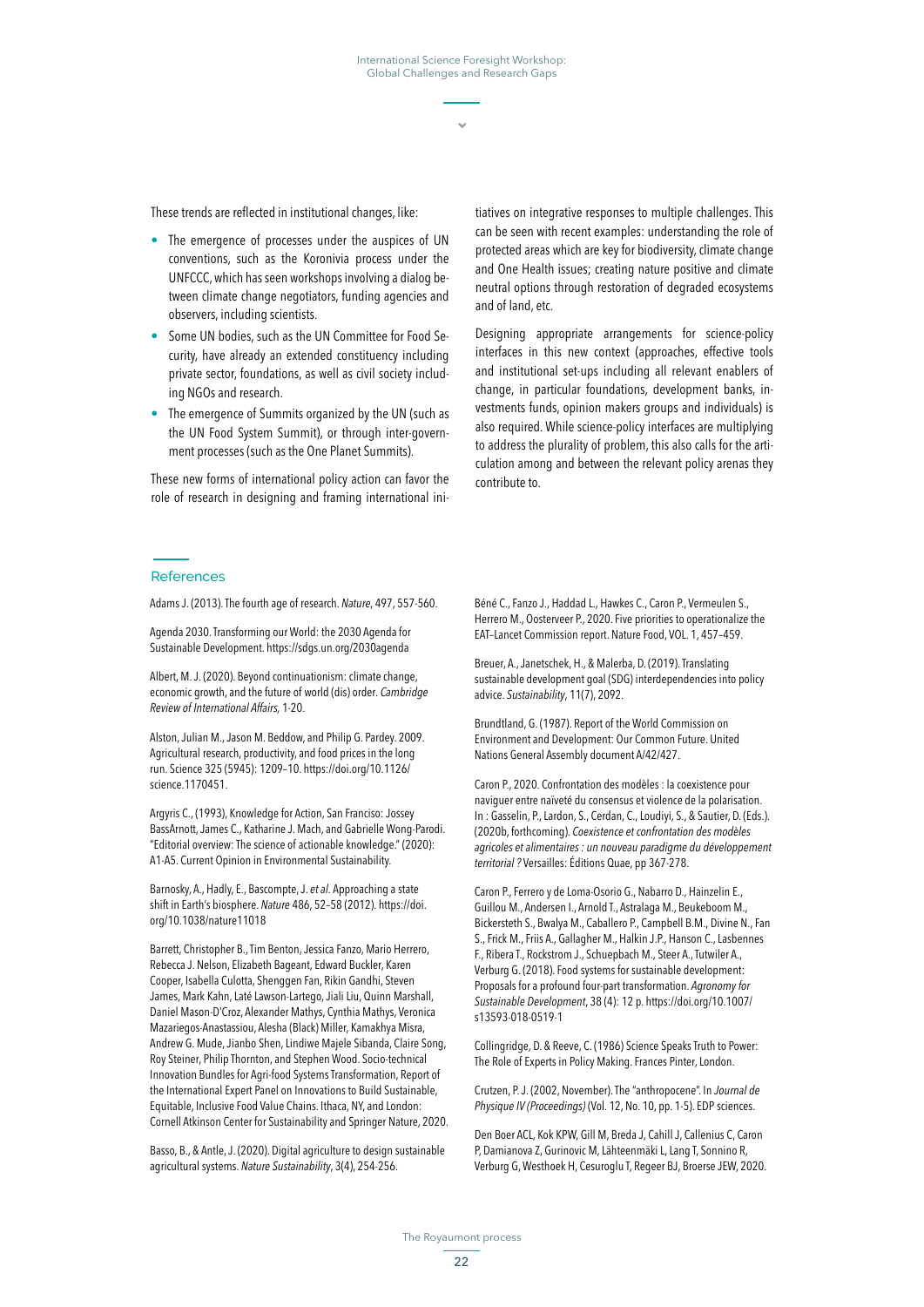These trends are reflected in institutional changes, like:

- The emergence of processes under the auspices of UN conventions, such as the Koronivia process under the UNFCCC, which has seen workshops involving a dialog between climate change negotiators, funding agencies and observers, including scientists.
- Some UN bodies, such as the UN Committee for Food Security, have already an extended constituency including private sector, foundations, as well as civil society including NGOs and research.
- The emergence of Summits organized by the UN (such as the UN Food System Summit), or through inter-government processes (such as the One Planet Summits).

These new forms of international policy action can favor the role of research in designing and framing international initiatives on integrative responses to multiple challenges. This can be seen with recent examples: understanding the role of protected areas which are key for biodiversity, climate change and One Health issues; creating nature positive and climate neutral options through restoration of degraded ecosystems and of land, etc.

Designing appropriate arrangements for science-policy interfaces in this new context (approaches, effective tools and institutional set-ups including all relevant enablers of change, in particular foundations, development banks, investments funds, opinion makers groups and individuals) is also required. While science-policy interfaces are multiplying to address the plurality of problem, this also calls for the articulation among and between the relevant policy arenas they contribute to.

## References

Adams J. (2013). The fourth age of research. *Nature*, 497, 557-560.

Agenda 2030. Transforming our World: the 2030 Agenda for Sustainable Development. https://sdgs.un.org/2030agenda

Albert, M. J. (2020). Beyond continuationism: climate change, economic growth, and the future of world (dis) order. *Cambridge Review of International Affairs,* 1-20.

Alston, Julian M., Jason M. Beddow, and Philip G. Pardey. 2009. Agricultural research, productivity, and food prices in the long run. Science 325 (5945): 1209–10. https://doi.org/10.1126/science.1170451.

Argyris C., (1993), Knowledge for Action, San Franciso: Jossey BassArnott, James C., Katharine J. Mach, and Gabrielle Wong-Parodi. "Editorial overview: The science of actionable knowledge." (2020): A1-A5. Current Opinion in Environmental Sustainability.

Barnosky, A., Hadly, E., Bascompte, J. *et al.* Approaching a state shift in Earth's biosphere. *Nature* 486, 52–58 (2012). https://doi.org/10.1038/nature11018

Barrett, Christopher B., Tim Benton, Jessica Fanzo, Mario Herrero, Rebecca J. Nelson, Elizabeth Bageant, Edward Buckler, Karen Cooper, Isabella Culotta, Shenggen Fan, Rikin Gandhi, Steven James, Mark Kahn, Laté Lawson-Lartego, Jiali Liu, Quinn Marshall, Daniel Mason-D'Croz, Alexander Mathys, Cynthia Mathys, Veronica Mazariegos-Anastassiou, Alesha (Black) Miller, Kamakhya Misra, Andrew G. Mude, Jianbo Shen, Lindiwe Majele Sibanda, Claire Song, Roy Steiner, Philip Thornton, and Stephen Wood. Socio-technical Innovation Bundles for Agri-food Systems Transformation, Report of the International Expert Panel on Innovations to Build Sustainable, Equitable, Inclusive Food Value Chains. Ithaca, NY, and London: Cornell Atkinson Center for Sustainability and Springer Nature, 2020.

Basso, B., & Antle, J. (2020). Digital agriculture to design sustainable agricultural systems. *Nature Sustainability*, 3(4), 254-256.

Béné C., Fanzo J., Haddad L., Hawkes C., Caron P., Vermeulen S., Herrero M., Oosterveer P., 2020. Five priorities to operationalize the EAT–Lancet Commission report. Nature Food, VOL. 1, 457–459.

Breuer, A., Janetschek, H., & Malerba, D. (2019). Translating sustainable development goal (SDG) interdependencies into policy advice. *Sustainability*, 11(7), 2092.

Brundtland, G. (1987). Report of the World Commission on Environment and Development: Our Common Future. United Nations General Assembly document A/42/427.

Caron P., 2020. Confrontation des modèles : la coexistence pour naviguer entre naïveté du consensus et violence de la polarisation. In : Gasselin, P., Lardon, S., Cerdan, C., Loudiyi, S., & Sautier, D. (Eds.). (2020b, forthcoming). *Coexistence et confrontation des modèles agricoles et alimentaires : un nouveau paradigme du développement territorial ?* Versailles: Éditions Quae, pp 367-278.

Caron P., Ferrero y de Loma-Osorio G., Nabarro D., Hainzelin E., Guillou M., Andersen I., Arnold T., Astralaga M., Beukeboom M., Bickersteth S., Bwalya M., Caballero P., Campbell B.M., Divine N., Fan S., Frick M., Friis A., Gallagher M., Halkin J.P., Hanson C., Lasbennes F., Ribera T., Rockstrom J., Schuepbach M., Steer A., Tutwiler A., Verburg G. (2018). Food systems for sustainable development: Proposals for a profound four-part transformation. *Agronomy for Sustainable Development*, 38 (4): 12 p. https://doi.org/10.1007/s13593-018-0519-1

Collingridge, D. & Reeve, C. (1986) Science Speaks Truth to Power: The Role of Experts in Policy Making. Frances Pinter, London.

Crutzen, P. J. (2002, November). The "anthropocene". In *Journal de Physique IV (Proceedings)* (Vol. 12, No. 10, pp. 1-5). EDP sciences.

Den Boer ACL, Kok KPW, Gill M, Breda J, Cahill J, Callenius C, Caron P, Damianova Z, Gurinovic M, Lähteenmäki L, Lang T, Sonnino R, Verburg G, Westhoek H, Cesuroglu T, Regeer BJ, Broerse JEW, 2020.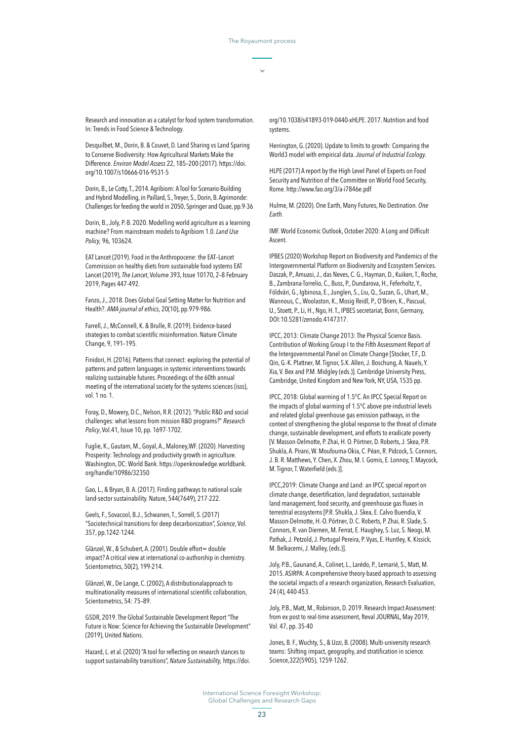Research and innovation as a catalyst for food system transformation. In: Trends in Food Science & Technology.

Desquilbet, M., Dorin, B. & Couvet, D. Land Sharing vs Land Sparing to Conserve Biodiversity: How Agricultural Markets Make the Difference. *Environ Model Assess* 22, 185–200 (2017). https://doi.org/10.1007/s10666-016-9531-5

Dorin, B., Le Cotty, T., 2014. Agribiom: A Tool for Scenario-Building and Hybrid Modelling, in Paillard, S., Treyer, S., Dorin, B. Agrimonde: Challenges for feeding the world in 2050, Springer and Quae, pp.9-36

Dorin, B., Joly, P.-B. 2020. Modelling world agriculture as a learning machine? From mainstream models to Agribiom 1.0. *Land Use Policy,* 96, 103624.

EAT Lancet (2019). Food in the Anthropocene: the EAT–Lancet Commission on healthy diets from sustainable food systems EAT Lancet (2019), *The Lancet*, Volume 393, Issue 10170, 2–8 February 2019, Pages 447-492.

Fanzo, J., 2018. Does Global Goal Setting Matter for Nutrition and Health?. *AMA journal of ethics*, 20(10), pp.979-986.

Farrell, J., McConnell, K. & Brulle, R. (2019). Evidence-based strategies to combat scientific misinformation. Nature Climate Change, 9, 191–195.

Finidori, H. (2016). Patterns that connect: exploring the potential of patterns and pattern languages in systemic interventions towards realizing sustainable futures. Proceedings of the 60th annual meeting of the international society for the systems sciences (isss), vol. 1 no. 1.

Foray, D., Mowery, D.C., Nelson, R.R. (2012). "Public R&D and social challenges: what lessons from mission R&D programs?" *Research Policy*, Vol.41, Issue 10, pp. 1697-1702.

Fuglie, K., Gautam, M., Goyal, A., Maloney,WF. (2020). Harvesting Prosperity: Technology and productivity growth in agriculture. Washington, DC: World Bank. https://openknowledge.worldbank.org/handle/10986/32350

Gao, L., & Bryan, B. A. (2017). Finding pathways to national-scale land-sector sustainability. Nature, 544(7649), 217-222.

Geels, F., Sovacool, B.J., Schwanen, T., Sorrell, S. (2017) "Sociotechnical transitions for deep decarbonization", *Science*, Vol. 357, pp.1242-1244.

Glänzel, W., & Schubert, A. (2001). Double effort= double impact? A critical view at international co-authorship in chemistry. Scientometrics, 50(2), 199-214.

Glänzel, W., De Lange, C. (2002), A distributionalapproach to multinationality measures of international scientific collaboration, Scientometrics, 54: 75–89.

GSDR, 2019. The Global Sustainable Development Report "The Future is Now: Science for Achieving the Sustainable Development" (2019), United Nations.

Hazard, L. et al. (2020) "A tool for reflecting on research stances to support sustainability transitions", *Nature Sustainability,* https://doi.org/10.1038/s41893-019-0440-xHLPE. 2017. Nutrition and food systems.

Herrington, G. (2020). Update to limits to growth: Comparing the World3 model with empirical data. *Journal of Industrial Ecology.*

HLPE (2017) A report by the High Level Panel of Experts on Food Security and Nutrition of the Committee on World Food Security, Rome. http://www.fao.org/3/a-i7846e.pdf

Hulme, M. (2020). One Earth, Many Futures, No Destination. *One Earth.*

IMF. World Economic Outlook, October 2020: A Long and Difficult Ascent.

IPBES (2020) Workshop Report on Biodiversity and Pandemics of the Intergovernmental Platform on Biodiversity and Ecosystem Services. Daszak, P., Amuasi, J., das Neves, C. G., Hayman, D., Kuiken, T., Roche, B., Zambrana-Torrelio, C., Buss, P., Dundarova, H., Feferholtz, Y., Földvári, G., Igbinosa, E., Junglen, S., Liu, Q., Suzan, G., Uhart, M., Wannous, C., Woolaston, K., Mosig Reidl, P., O'Brien, K., Pascual, U., Stoett, P., Li, H., Ngo, H. T., IPBES secretariat, Bonn, Germany, DOI:10.5281/zenodo.4147317.

IPCC, 2013: Climate Change 2013: The Physical Science Basis. Contribution of Working Group I to the Fifth Assessment Report of the Intergovernmental Panel on Climate Change [Stocker, T.F., D. Qin, G.-K. Plattner, M. Tignor, S.K. Allen, J. Boschung, A. Nauels, Y. Xia, V. Bex and P.M. Midgley (eds.)]. Cambridge University Press, Cambridge, United Kingdom and New York, NY, USA, 1535 pp.

IPCC, 2018: Global warming of 1.5°C. An IPCC Special Report on the impacts of global warming of 1.5°C above pre-industrial levels and related global greenhouse gas emission pathways, in the context of strengthening the global response to the threat of climate change, sustainable development, and efforts to eradicate poverty [V. Masson-Delmotte, P. Zhai, H. O. Pörtner, D. Roberts, J. Skea, P.R. Shukla, A. Pirani, W. Moufouma-Okia, C. Péan, R. Pidcock, S. Connors, J. B. R. Matthews, Y. Chen, X. Zhou, M. I. Gomis, E. Lonnoy, T. Maycock, M. Tignor, T. Waterfield (eds.)].

IPCC,2019: Climate Change and Land: an IPCC special report on climate change, desertification, land degradation, sustainable land management, food security, and greenhouse gas fluxes in terrestrial ecosystems [P.R. Shukla, J. Skea, E. Calvo Buendia, V. Masson-Delmotte, H.-O. Pörtner, D. C. Roberts, P. Zhai, R. Slade, S. Connors, R. van Diemen, M. Ferrat, E. Haughey, S. Luz, S. Neogi, M. Pathak, J. Petzold, J. Portugal Pereira, P. Vyas, E. Huntley, K. Kissick, M. Belkacemi, J. Malley, (eds.)].

Joly, P.B., Gaunand, A., Colinet, L., Larédo, P., Lemarié, S., Matt, M. 2015. ASIRPA: A comprehensive theory-based approach to assessing the societal impacts of a research organization, Research Evaluation, 24 (4), 440-453.

Joly, P.B., Matt, M., Robinson, D. 2019. Research Impact Assessment: from ex post to real-time assessment, fteval JOURNAL, May 2019, Vol. 47, pp. 35-40

Jones, B. F., Wuchty, S., & Uzzi, B. (2008). Multi-university research teams: Shifting impact, geography, and stratification in science. Science,322(5905), 1259-1262.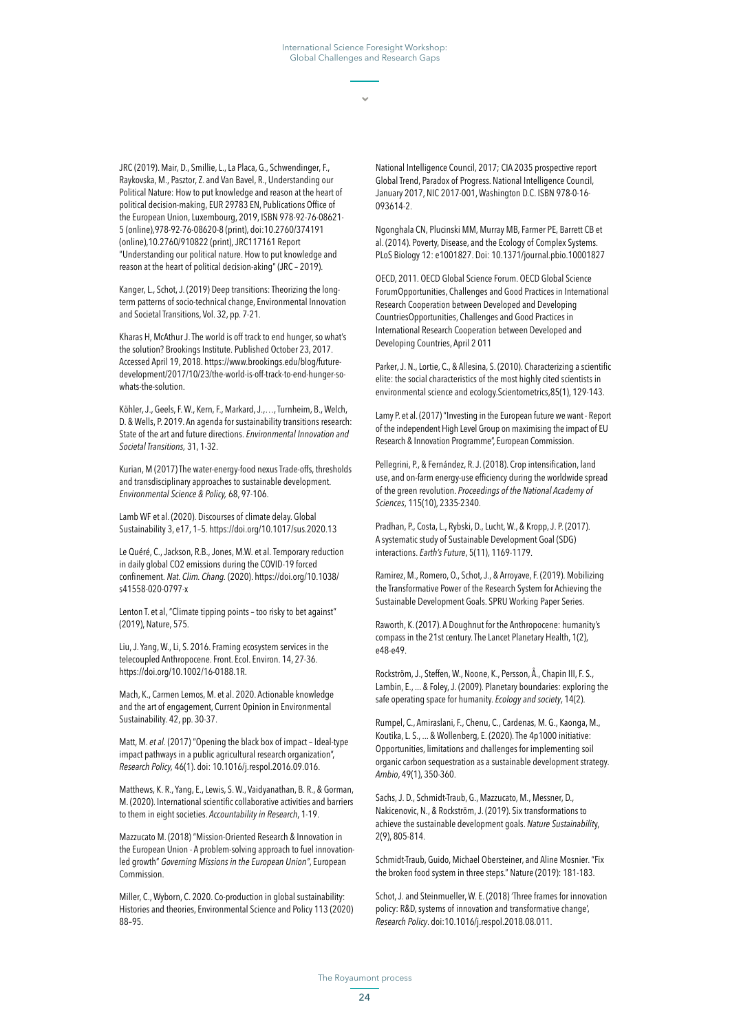JRC (2019). Mair, D., Smillie, L., La Placa, G., Schwendinger, F., Raykovska, M., Pasztor, Z. and Van Bavel, R., Understanding our Political Nature: How to put knowledge and reason at the heart of political decision-making, EUR 29783 EN, Publications Office of the European Union, Luxembourg, 2019, ISBN 978-92-76-08621-5 (online),978-92-76-08620-8 (print), doi:10.2760/374191 (online),10.2760/910822 (print), JRC117161 Report "Understanding our political nature. How to put knowledge and reason at the heart of political decision-aking" (JRC – 2019).

Kanger, L., Schot, J. (2019) Deep transitions: Theorizing the long-term patterns of socio-technical change, Environmental Innovation and Societal Transitions, Vol. 32, pp. 7-21.

Kharas H, McAthur J. The world is off track to end hunger, so what's the solution? Brookings Institute. Published October 23, 2017. Accessed April 19, 2018. https://www.brookings.edu/blog/future-development/2017/10/23/the-world-is-off-track-to-end-hunger-so-whats-the-solution.

Köhler, J., Geels, F. W., Kern, F., Markard, J., …, Turnheim, B., Welch, D. & Wells, P. 2019. An agenda for sustainability transitions research: State of the art and future directions. *Environmental Innovation and Societal Transitions,* 31, 1-32.

Kurian, M (2017) The water-energy-food nexus Trade-offs, thresholds and transdisciplinary approaches to sustainable development. *Environmental Science & Policy,* 68, 97-106.

Lamb WF et al. (2020). Discourses of climate delay. Global Sustainability 3, e17, 1–5. https://doi.org/10.1017/sus.2020.13

Le Quéré, C., Jackson, R.B., Jones, M.W. et al. Temporary reduction in daily global CO2 emissions during the COVID-19 forced confinement. *Nat. Clim. Chang.* (2020). https://doi.org/10.1038/s41558-020-0797-x

Lenton T. et al, "Climate tipping points – too risky to bet against" (2019), Nature, 575.

Liu, J. Yang, W., Li, S. 2016. Framing ecosystem services in the telecoupled Anthropocene. Front. Ecol. Environ. 14, 27-36. https://doi.org/10.1002/16-0188.1R.

Mach, K., Carmen Lemos, M. et al. 2020. Actionable knowledge and the art of engagement, Current Opinion in Environmental Sustainability. 42, pp. 30-37.

Matt, M. *et al.* (2017) "Opening the black box of impact – Ideal-type impact pathways in a public agricultural research organization", *Research Policy,* 46(1). doi: 10.1016/j.respol.2016.09.016.

Matthews, K. R., Yang, E., Lewis, S. W., Vaidyanathan, B. R., & Gorman, M. (2020). International scientific collaborative activities and barriers to them in eight societies. *Accountability in Research*, 1-19.

Mazzucato M. (2018) "Mission-Oriented Research & Innovation in the European Union - A problem-solving approach to fuel innovation-led growth" *Governing Missions in the European Union"*, European Commission.

Miller, C., Wyborn, C. 2020. Co-production in global sustainability: Histories and theories, Environmental Science and Policy 113 (2020) 88–95.

National Intelligence Council, 2017; CIA 2035 prospective report Global Trend, Paradox of Progress. National Intelligence Council, January 2017, NIC 2017-001, Washington D.C. ISBN 978-0-16-093614-2.

Ngonghala CN, Plucinski MM, Murray MB, Farmer PE, Barrett CB et al. (2014). Poverty, Disease, and the Ecology of Complex Systems. PLoS Biology 12: e1001827. Doi: 10.1371/journal.pbio.10001827

OECD, 2011. OECD Global Science Forum. OECD Global Science ForumOpportunities, Challenges and Good Practices in International Research Cooperation between Developed and Developing CountriesOpportunities, Challenges and Good Practices in International Research Cooperation between Developed and Developing Countries, April 2 011

Parker, J. N., Lortie, C., & Allesina, S. (2010). Characterizing a scientific elite: the social characteristics of the most highly cited scientists in environmental science and ecology.Scientometrics,85(1), 129-143.

Lamy P. et al. (2017) "Investing in the European future we want - Report of the independent High Level Group on maximising the impact of EU Research & Innovation Programme", European Commission.

Pellegrini, P., & Fernández, R. J. (2018). Crop intensification, land use, and on-farm energy-use efficiency during the worldwide spread of the green revolution. *Proceedings of the National Academy of Sciences,* 115(10), 2335-2340.

Pradhan, P., Costa, L., Rybski, D., Lucht, W., & Kropp, J. P. (2017). A systematic study of Sustainable Development Goal (SDG) interactions. *Earth's Future*, 5(11), 1169-1179.

Ramirez, M., Romero, O., Schot, J., & Arroyave, F. (2019). Mobilizing the Transformative Power of the Research System for Achieving the Sustainable Development Goals. SPRU Working Paper Series.

Raworth, K. (2017). A Doughnut for the Anthropocene: humanity's compass in the 21st century. The Lancet Planetary Health, 1(2), e48-e49.

Rockström, J., Steffen, W., Noone, K., Persson, Å., Chapin III, F. S., Lambin, E., ... & Foley, J. (2009). Planetary boundaries: exploring the safe operating space for humanity. *Ecology and society*, 14(2).

Rumpel, C., Amiraslani, F., Chenu, C., Cardenas, M. G., Kaonga, M., Koutika, L. S., ... & Wollenberg, E. (2020). The 4p1000 initiative: Opportunities, limitations and challenges for implementing soil organic carbon sequestration as a sustainable development strategy. *Ambio*, 49(1), 350-360.

Sachs, J. D., Schmidt-Traub, G., Mazzucato, M., Messner, D., Nakicenovic, N., & Rockström, J. (2019). Six transformations to achieve the sustainable development goals. *Nature Sustainability*, 2(9), 805-814.

Schmidt-Traub, Guido, Michael Obersteiner, and Aline Mosnier. "Fix the broken food system in three steps." Nature (2019): 181-183.

Schot, J. and Steinmueller, W. E. (2018) 'Three frames for innovation policy: R&D, systems of innovation and transformative change', *Research Policy*. doi:10.1016/j.respol.2018.08.011.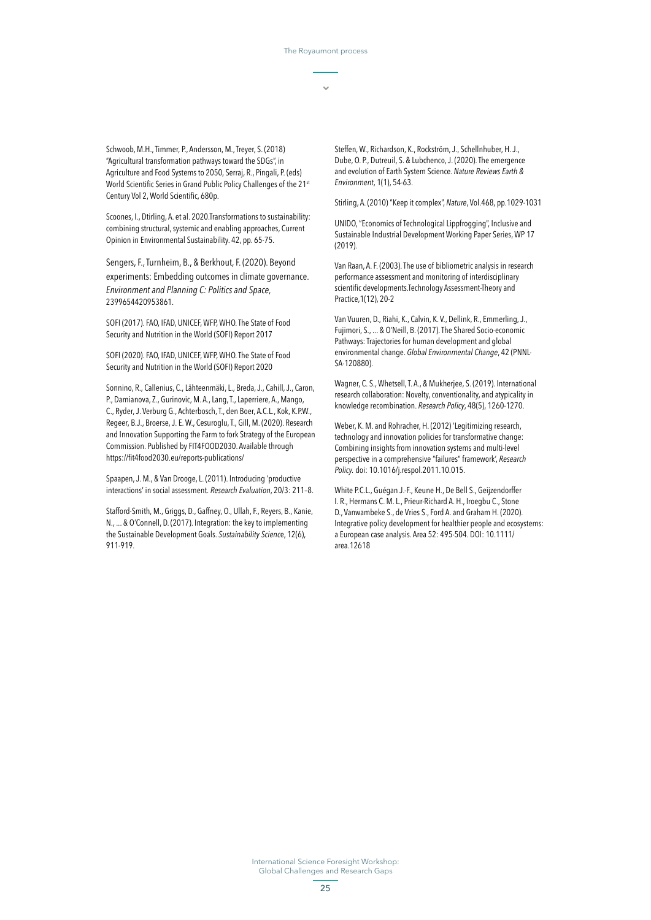Schwoob, M.H., Timmer, P., Andersson, M., Treyer, S. (2018) "Agricultural transformation pathways toward the SDGs", in Agriculture and Food Systems to 2050, Serraj, R., Pingali, P. (eds) World Scientific Series in Grand Public Policy Challenges of the 21st Century Vol 2, World Scientific, 680p.

Scoones, I., Dtirling, A. et al. 2020.Transformations to sustainability: combining structural, systemic and enabling approaches, Current Opinion in Environmental Sustainability. 42, pp. 65-75.

Sengers, F., Turnheim, B., & Berkhout, F. (2020). Beyond experiments: Embedding outcomes in climate governance. *Environment and Planning C: Politics and Space*, 2399654420953861.

SOFI (2017). FAO, IFAD, UNICEF, WFP, WHO. The State of Food Security and Nutrition in the World (SOFI) Report 2017

SOFI (2020). FAO, IFAD, UNICEF, WFP, WHO. The State of Food Security and Nutrition in the World (SOFI) Report 2020

Sonnino, R., Callenius, C., Lähteenmäki, L., Breda, J., Cahill, J., Caron, P., Damianova, Z., Gurinovic, M. A., Lang, T., Laperriere, A., Mango, C., Ryder, J. Verburg G., Achterbosch, T., den Boer, A.C.L., Kok, K.P.W., Regeer, B.J., Broerse, J. E. W., Cesuroglu, T., Gill, M. (2020). Research and Innovation Supporting the Farm to fork Strategy of the European Commission. Published by FIT4FOOD2030. Available through https://fit4food2030.eu/reports-publications/

Spaapen, J. M., & Van Drooge, L. (2011). Introducing 'productive interactions' in social assessment. *Research Evaluation*, 20/3: 211–8.

Stafford-Smith, M., Griggs, D., Gaffney, O., Ullah, F., Reyers, B., Kanie, N., ... & O'Connell, D. (2017). Integration: the key to implementing the Sustainable Development Goals. *Sustainability Science*, 12(6), 911-919.

Steffen, W., Richardson, K., Rockström, J., Schellnhuber, H. J., Dube, O. P., Dutreuil, S. & Lubchenco, J. (2020). The emergence and evolution of Earth System Science. *Nature Reviews Earth & Environment*, 1(1), 54-63.

Stirling, A. (2010) "Keep it complex", *Nature*, Vol.468, pp.1029-1031

UNIDO, "Economics of Technological Lippfrogging", Inclusive and Sustainable Industrial Development Working Paper Series, WP 17 (2019).

Van Raan, A. F. (2003). The use of bibliometric analysis in research performance assessment and monitoring of interdisciplinary scientific developments.Technology Assessment-Theory and Practice,1(12), 20-2

Van Vuuren, D., Riahi, K., Calvin, K. V., Dellink, R., Emmerling, J., Fujimori, S., ... & O'Neill, B. (2017). The Shared Socio-economic Pathways: Trajectories for human development and global environmental change. *Global Environmental Change*, 42 (PNNL-SA-120880).

Wagner, C. S., Whetsell, T. A., & Mukherjee, S. (2019). International research collaboration: Novelty, conventionality, and atypicality in knowledge recombination. *Research Policy*, 48(5), 1260-1270.

Weber, K. M. and Rohracher, H. (2012) 'Legitimizing research, technology and innovation policies for transformative change: Combining insights from innovation systems and multi-level perspective in a comprehensive "failures" framework', *Research Policy.* doi: 10.1016/j.respol.2011.10.015.

White P.C.L., Guégan J.-F., Keune H., De Bell S., Geijzendorffer I. R., Hermans C. M. L., Prieur-Richard A. H., Iroegbu C., Stone D., Vanwambeke S., de Vries S., Ford A. and Graham H. (2020). Integrative policy development for healthier people and ecosystems: a European case analysis. Area 52: 495-504. DOI: 10.1111/area.12618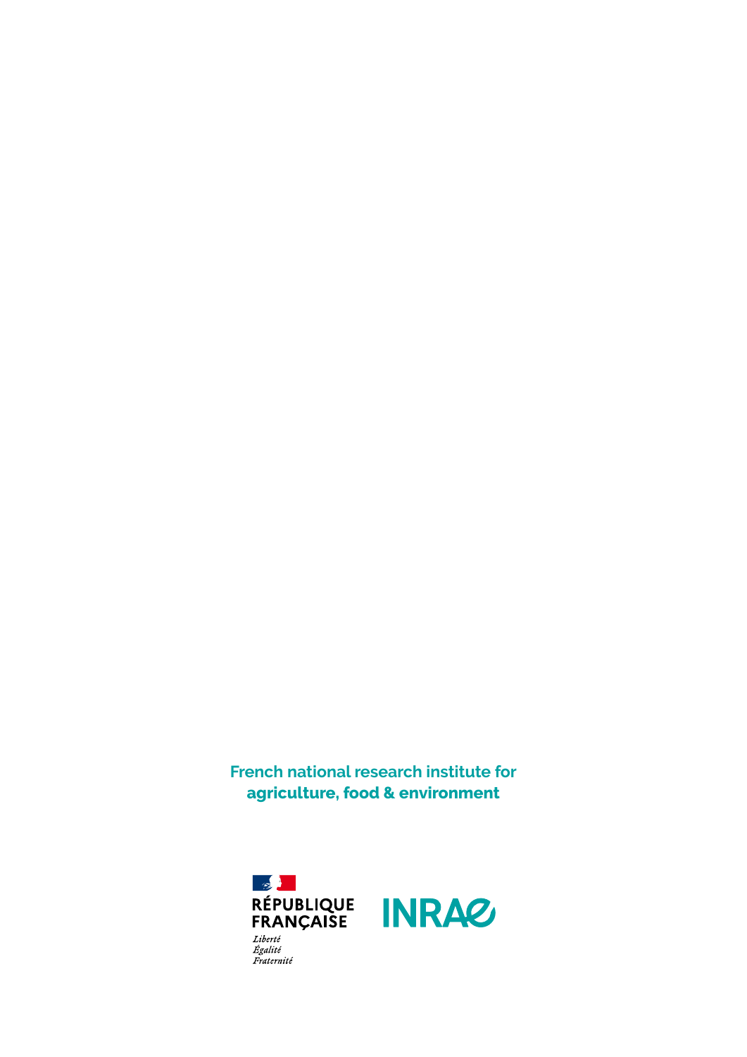**French national research institute for agriculture, food & environment**

RÉPUBLIQUE FRANÇAISE

*Liberté*
*Égalité*
*Fraternité*

INRAE